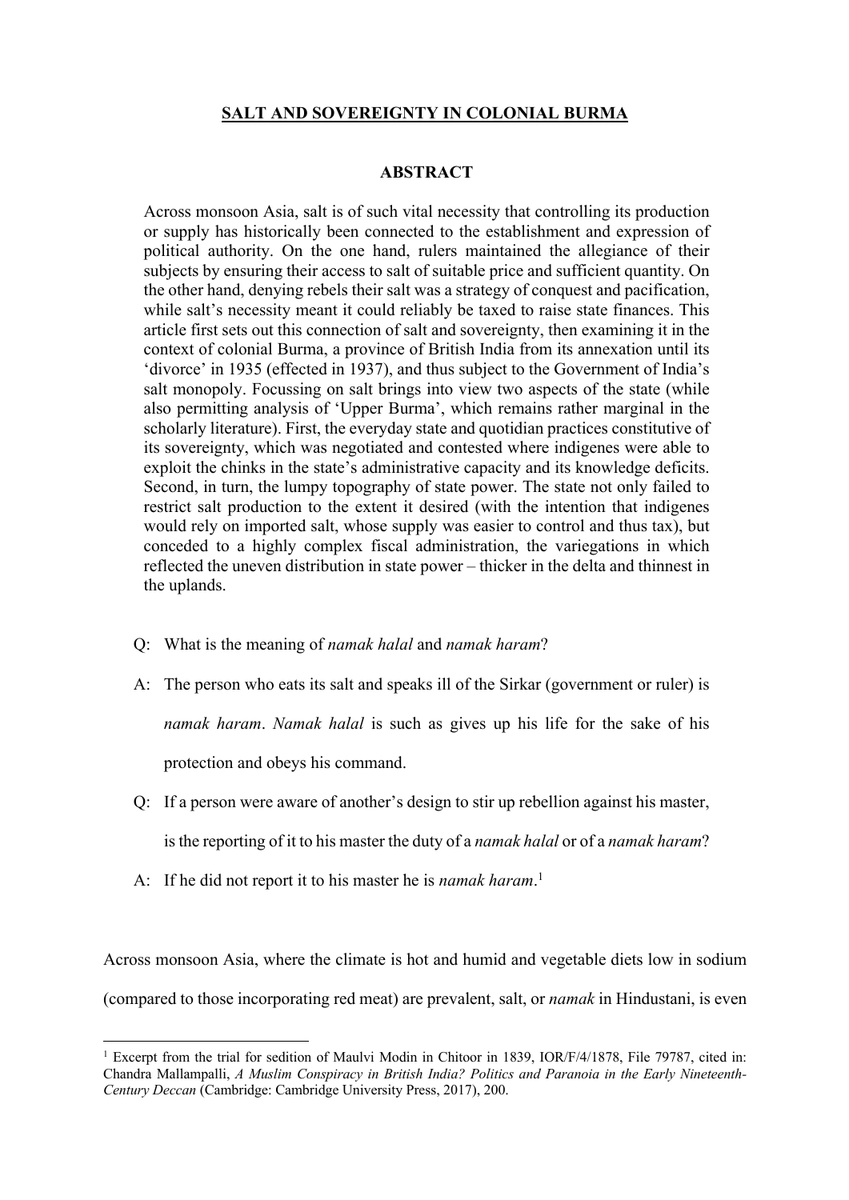# SALT AND SOVEREIGNTY IN COLONIAL BURMA

## ABSTRACT

> Across monsoon Asia, salt is of such vital necessity that controlling its production or supply has historically been connected to the establishment and expression of political authority. On the one hand, rulers maintained the allegiance of their subjects by ensuring their access to salt of suitable price and sufficient quantity. On the other hand, denying rebels their salt was a strategy of conquest and pacification, while salt's necessity meant it could reliably be taxed to raise state finances. This article first sets out this connection of salt and sovereignty, then examining it in the context of colonial Burma, a province of British India from its annexation until its 'divorce' in 1935 (effected in 1937), and thus subject to the Government of India's salt monopoly. Focussing on salt brings into view two aspects of the state (while also permitting analysis of 'Upper Burma', which remains rather marginal in the scholarly literature). First, the everyday state and quotidian practices constitutive of its sovereignty, which was negotiated and contested where indigenes were able to exploit the chinks in the state's administrative capacity and its knowledge deficits. Second, in turn, the lumpy topography of state power. The state not only failed to restrict salt production to the extent it desired (with the intention that indigenes would rely on imported salt, whose supply was easier to control and thus tax), but conceded to a highly complex fiscal administration, the variegations in which reflected the uneven distribution in state power – thicker in the delta and thinnest in the uplands.

> Q: What is the meaning of *namak halal* and *namak haram*?
>
> A: The person who eats its salt and speaks ill of the Sirkar (government or ruler) is *namak haram*. *Namak halal* is such as gives up his life for the sake of his protection and obeys his command.
>
> Q: If a person were aware of another's design to stir up rebellion against his master, is the reporting of it to his master the duty of a *namak halal* or of a *namak haram*?
>
> A: If he did not report it to his master he is *namak haram*.[1]

Across monsoon Asia, where the climate is hot and humid and vegetable diets low in sodium (compared to those incorporating red meat) are prevalent, salt, or *namak* in Hindustani, is even

---

[1] Excerpt from the trial for sedition of Maulvi Modin in Chitoor in 1839, IOR/F/4/1878, File 79787, cited in: Chandra Mallampalli, *A Muslim Conspiracy in British India? Politics and Paranoia in the Early Nineteenth-Century Deccan* (Cambridge: Cambridge University Press, 2017), 200.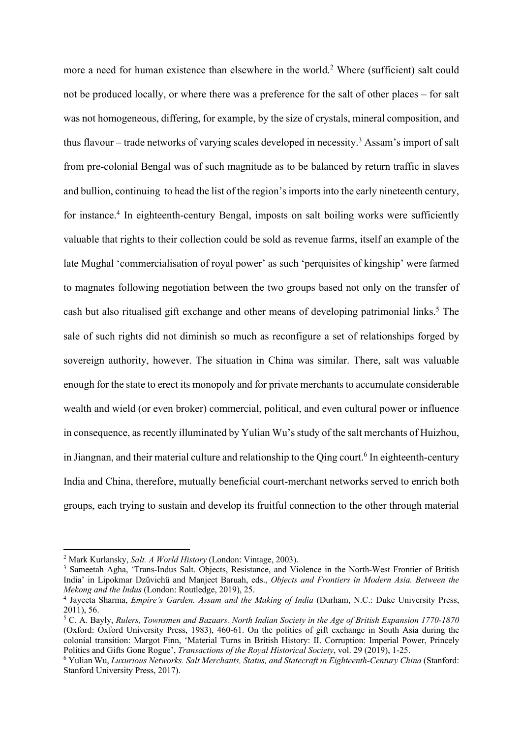more a need for human existence than elsewhere in the world.[2] Where (sufficient) salt could not be produced locally, or where there was a preference for the salt of other places – for salt was not homogeneous, differing, for example, by the size of crystals, mineral composition, and thus flavour – trade networks of varying scales developed in necessity.[3] Assam's import of salt from pre-colonial Bengal was of such magnitude as to be balanced by return traffic in slaves and bullion, continuing to head the list of the region's imports into the early nineteenth century, for instance.[4] In eighteenth-century Bengal, imposts on salt boiling works were sufficiently valuable that rights to their collection could be sold as revenue farms, itself an example of the late Mughal 'commercialisation of royal power' as such 'perquisites of kingship' were farmed to magnates following negotiation between the two groups based not only on the transfer of cash but also ritualised gift exchange and other means of developing patrimonial links.[5] The sale of such rights did not diminish so much as reconfigure a set of relationships forged by sovereign authority, however. The situation in China was similar. There, salt was valuable enough for the state to erect its monopoly and for private merchants to accumulate considerable wealth and wield (or even broker) commercial, political, and even cultural power or influence in consequence, as recently illuminated by Yulian Wu's study of the salt merchants of Huizhou, in Jiangnan, and their material culture and relationship to the Qing court.[6] In eighteenth-century India and China, therefore, mutually beneficial court-merchant networks served to enrich both groups, each trying to sustain and develop its fruitful connection to the other through material

---

[2] Mark Kurlansky, *Salt. A World History* (London: Vintage, 2003).

[3] Sameetah Agha, 'Trans-Indus Salt. Objects, Resistance, and Violence in the North-West Frontier of British India' in Lipokmar Dzüvichü and Manjeet Baruah, eds., *Objects and Frontiers in Modern Asia. Between the Mekong and the Indus* (London: Routledge, 2019), 25.

[4] Jayeeta Sharma, *Empire's Garden. Assam and the Making of India* (Durham, N.C.: Duke University Press, 2011), 56.

[5] C. A. Bayly, *Rulers, Townsmen and Bazaars. North Indian Society in the Age of British Expansion 1770-1870* (Oxford: Oxford University Press, 1983), 460-61. On the politics of gift exchange in South Asia during the colonial transition: Margot Finn, 'Material Turns in British History: II. Corruption: Imperial Power, Princely Politics and Gifts Gone Rogue', *Transactions of the Royal Historical Society*, vol. 29 (2019), 1-25.

[6] Yulian Wu, *Luxurious Networks. Salt Merchants, Status, and Statecraft in Eighteenth-Century China* (Stanford: Stanford University Press, 2017).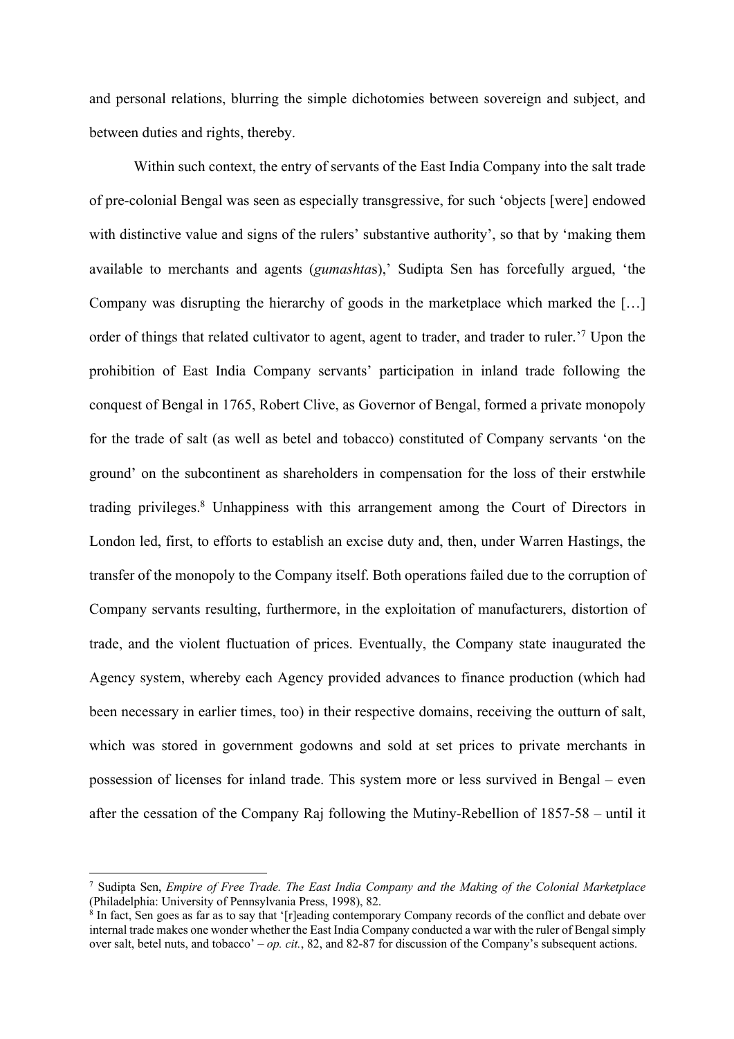and personal relations, blurring the simple dichotomies between sovereign and subject, and between duties and rights, thereby.

Within such context, the entry of servants of the East India Company into the salt trade of pre-colonial Bengal was seen as especially transgressive, for such 'objects [were] endowed with distinctive value and signs of the rulers' substantive authority', so that by 'making them available to merchants and agents (*gumashta*s),' Sudipta Sen has forcefully argued, 'the Company was disrupting the hierarchy of goods in the marketplace which marked the […] order of things that related cultivator to agent, agent to trader, and trader to ruler.'[7] Upon the prohibition of East India Company servants' participation in inland trade following the conquest of Bengal in 1765, Robert Clive, as Governor of Bengal, formed a private monopoly for the trade of salt (as well as betel and tobacco) constituted of Company servants 'on the ground' on the subcontinent as shareholders in compensation for the loss of their erstwhile trading privileges.[8] Unhappiness with this arrangement among the Court of Directors in London led, first, to efforts to establish an excise duty and, then, under Warren Hastings, the transfer of the monopoly to the Company itself. Both operations failed due to the corruption of Company servants resulting, furthermore, in the exploitation of manufacturers, distortion of trade, and the violent fluctuation of prices. Eventually, the Company state inaugurated the Agency system, whereby each Agency provided advances to finance production (which had been necessary in earlier times, too) in their respective domains, receiving the outturn of salt, which was stored in government godowns and sold at set prices to private merchants in possession of licenses for inland trade. This system more or less survived in Bengal – even after the cessation of the Company Raj following the Mutiny-Rebellion of 1857-58 – until it

---

[7] Sudipta Sen, *Empire of Free Trade. The East India Company and the Making of the Colonial Marketplace* (Philadelphia: University of Pennsylvania Press, 1998), 82.

[8] In fact, Sen goes as far as to say that '[r]eading contemporary Company records of the conflict and debate over internal trade makes one wonder whether the East India Company conducted a war with the ruler of Bengal simply over salt, betel nuts, and tobacco' – *op. cit.*, 82, and 82-87 for discussion of the Company's subsequent actions.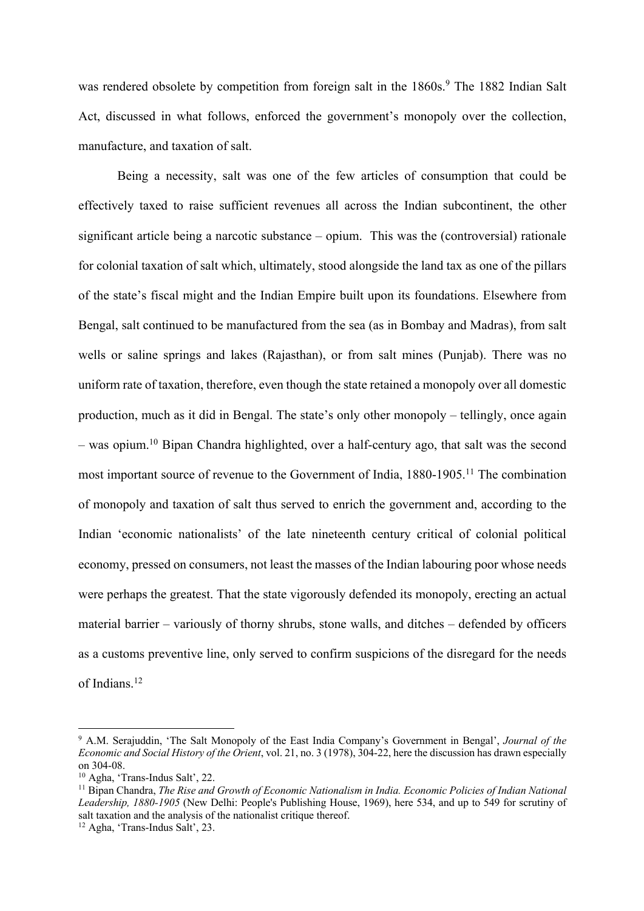was rendered obsolete by competition from foreign salt in the 1860s.[9] The 1882 Indian Salt Act, discussed in what follows, enforced the government's monopoly over the collection, manufacture, and taxation of salt.

Being a necessity, salt was one of the few articles of consumption that could be effectively taxed to raise sufficient revenues all across the Indian subcontinent, the other significant article being a narcotic substance – opium. This was the (controversial) rationale for colonial taxation of salt which, ultimately, stood alongside the land tax as one of the pillars of the state's fiscal might and the Indian Empire built upon its foundations. Elsewhere from Bengal, salt continued to be manufactured from the sea (as in Bombay and Madras), from salt wells or saline springs and lakes (Rajasthan), or from salt mines (Punjab). There was no uniform rate of taxation, therefore, even though the state retained a monopoly over all domestic production, much as it did in Bengal. The state's only other monopoly – tellingly, once again – was opium.[10] Bipan Chandra highlighted, over a half-century ago, that salt was the second most important source of revenue to the Government of India, 1880-1905.[11] The combination of monopoly and taxation of salt thus served to enrich the government and, according to the Indian 'economic nationalists' of the late nineteenth century critical of colonial political economy, pressed on consumers, not least the masses of the Indian labouring poor whose needs were perhaps the greatest. That the state vigorously defended its monopoly, erecting an actual material barrier – variously of thorny shrubs, stone walls, and ditches – defended by officers as a customs preventive line, only served to confirm suspicions of the disregard for the needs of Indians.[12]

---

[9] A.M. Serajuddin, 'The Salt Monopoly of the East India Company's Government in Bengal', *Journal of the Economic and Social History of the Orient*, vol. 21, no. 3 (1978), 304-22, here the discussion has drawn especially on 304-08.

[10] Agha, 'Trans-Indus Salt', 22.

[11] Bipan Chandra, *The Rise and Growth of Economic Nationalism in India. Economic Policies of Indian National Leadership, 1880-1905* (New Delhi: People's Publishing House, 1969), here 534, and up to 549 for scrutiny of salt taxation and the analysis of the nationalist critique thereof.

[12] Agha, 'Trans-Indus Salt', 23.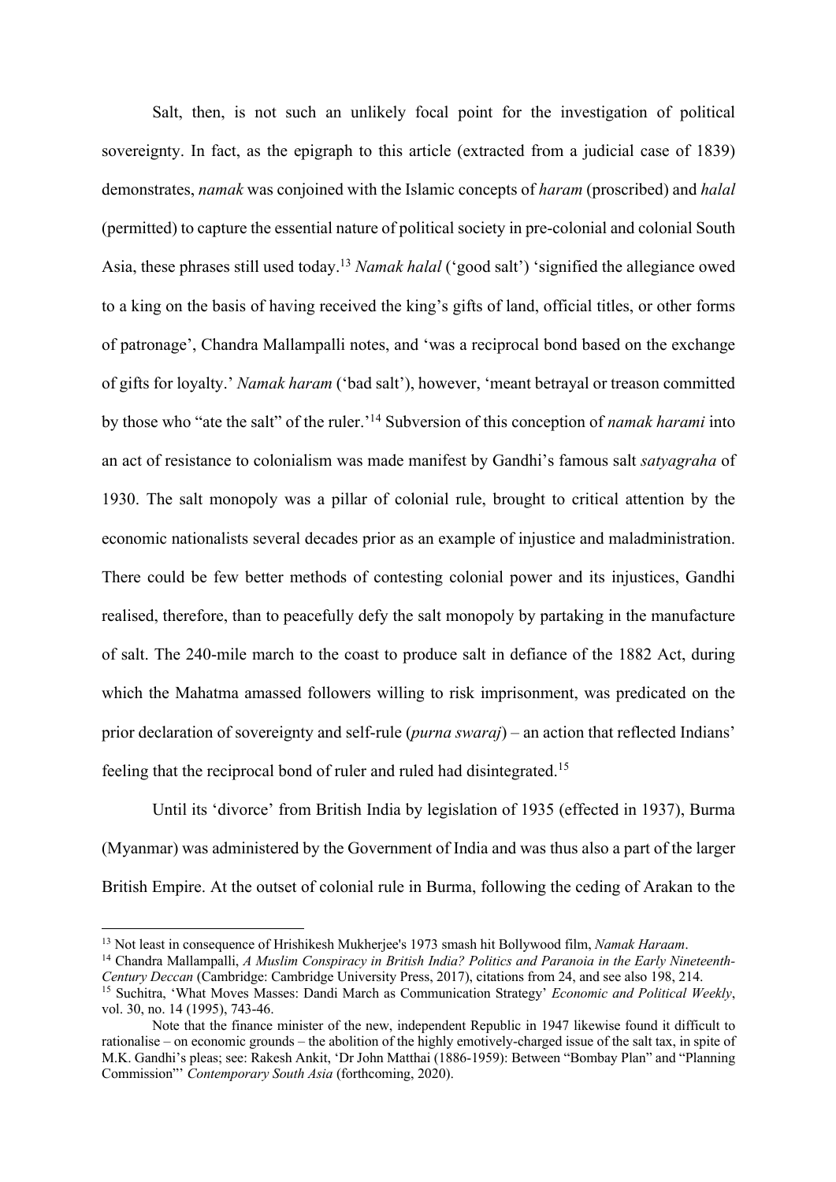Salt, then, is not such an unlikely focal point for the investigation of political sovereignty. In fact, as the epigraph to this article (extracted from a judicial case of 1839) demonstrates, *namak* was conjoined with the Islamic concepts of *haram* (proscribed) and *halal* (permitted) to capture the essential nature of political society in pre-colonial and colonial South Asia, these phrases still used today.[13] *Namak halal* ('good salt') 'signified the allegiance owed to a king on the basis of having received the king's gifts of land, official titles, or other forms of patronage', Chandra Mallampalli notes, and 'was a reciprocal bond based on the exchange of gifts for loyalty.' *Namak haram* ('bad salt'), however, 'meant betrayal or treason committed by those who "ate the salt" of the ruler.'[14] Subversion of this conception of *namak harami* into an act of resistance to colonialism was made manifest by Gandhi's famous salt *satyagraha* of 1930. The salt monopoly was a pillar of colonial rule, brought to critical attention by the economic nationalists several decades prior as an example of injustice and maladministration. There could be few better methods of contesting colonial power and its injustices, Gandhi realised, therefore, than to peacefully defy the salt monopoly by partaking in the manufacture of salt. The 240-mile march to the coast to produce salt in defiance of the 1882 Act, during which the Mahatma amassed followers willing to risk imprisonment, was predicated on the prior declaration of sovereignty and self-rule (*purna swaraj*) – an action that reflected Indians' feeling that the reciprocal bond of ruler and ruled had disintegrated.[15]

Until its 'divorce' from British India by legislation of 1935 (effected in 1937), Burma (Myanmar) was administered by the Government of India and was thus also a part of the larger British Empire. At the outset of colonial rule in Burma, following the ceding of Arakan to the

---

[13] Not least in consequence of Hrishikesh Mukherjee's 1973 smash hit Bollywood film, *Namak Haraam*.

[14] Chandra Mallampalli, *A Muslim Conspiracy in British India? Politics and Paranoia in the Early Nineteenth-Century Deccan* (Cambridge: Cambridge University Press, 2017), citations from 24, and see also 198, 214.

[15] Suchitra, 'What Moves Masses: Dandi March as Communication Strategy' *Economic and Political Weekly*, vol. 30, no. 14 (1995), 743-46.

Note that the finance minister of the new, independent Republic in 1947 likewise found it difficult to rationalise – on economic grounds – the abolition of the highly emotively-charged issue of the salt tax, in spite of M.K. Gandhi's pleas; see: Rakesh Ankit, 'Dr John Matthai (1886-1959): Between "Bombay Plan" and "Planning Commission"' *Contemporary South Asia* (forthcoming, 2020).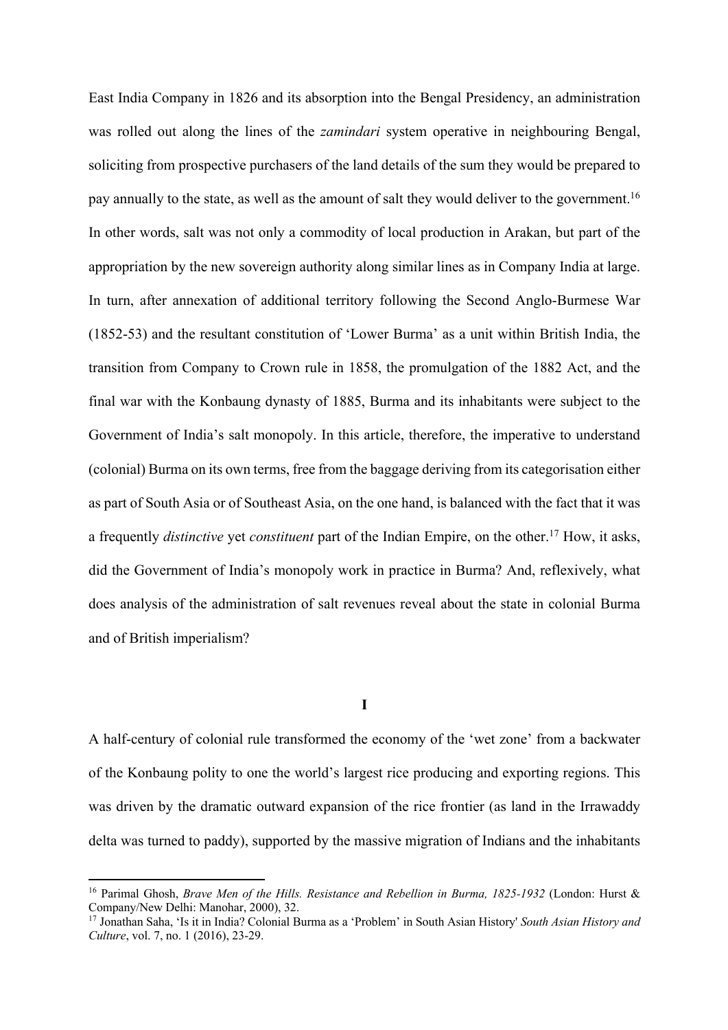East India Company in 1826 and its absorption into the Bengal Presidency, an administration was rolled out along the lines of the *zamindari* system operative in neighbouring Bengal, soliciting from prospective purchasers of the land details of the sum they would be prepared to pay annually to the state, as well as the amount of salt they would deliver to the government.[16] In other words, salt was not only a commodity of local production in Arakan, but part of the appropriation by the new sovereign authority along similar lines as in Company India at large. In turn, after annexation of additional territory following the Second Anglo-Burmese War (1852-53) and the resultant constitution of 'Lower Burma' as a unit within British India, the transition from Company to Crown rule in 1858, the promulgation of the 1882 Act, and the final war with the Konbaung dynasty of 1885, Burma and its inhabitants were subject to the Government of India's salt monopoly. In this article, therefore, the imperative to understand (colonial) Burma on its own terms, free from the baggage deriving from its categorisation either as part of South Asia or of Southeast Asia, on the one hand, is balanced with the fact that it was a frequently *distinctive* yet *constituent* part of the Indian Empire, on the other.[17] How, it asks, did the Government of India's monopoly work in practice in Burma? And, reflexively, what does analysis of the administration of salt revenues reveal about the state in colonial Burma and of British imperialism?

## I

A half-century of colonial rule transformed the economy of the 'wet zone' from a backwater of the Konbaung polity to one the world's largest rice producing and exporting regions. This was driven by the dramatic outward expansion of the rice frontier (as land in the Irrawaddy delta was turned to paddy), supported by the massive migration of Indians and the inhabitants

[16] Parimal Ghosh, *Brave Men of the Hills. Resistance and Rebellion in Burma, 1825-1932* (London: Hurst & Company/New Delhi: Manohar, 2000), 32.

[17] Jonathan Saha, 'Is it in India? Colonial Burma as a 'Problem' in South Asian History' *South Asian History and Culture*, vol. 7, no. 1 (2016), 23-29.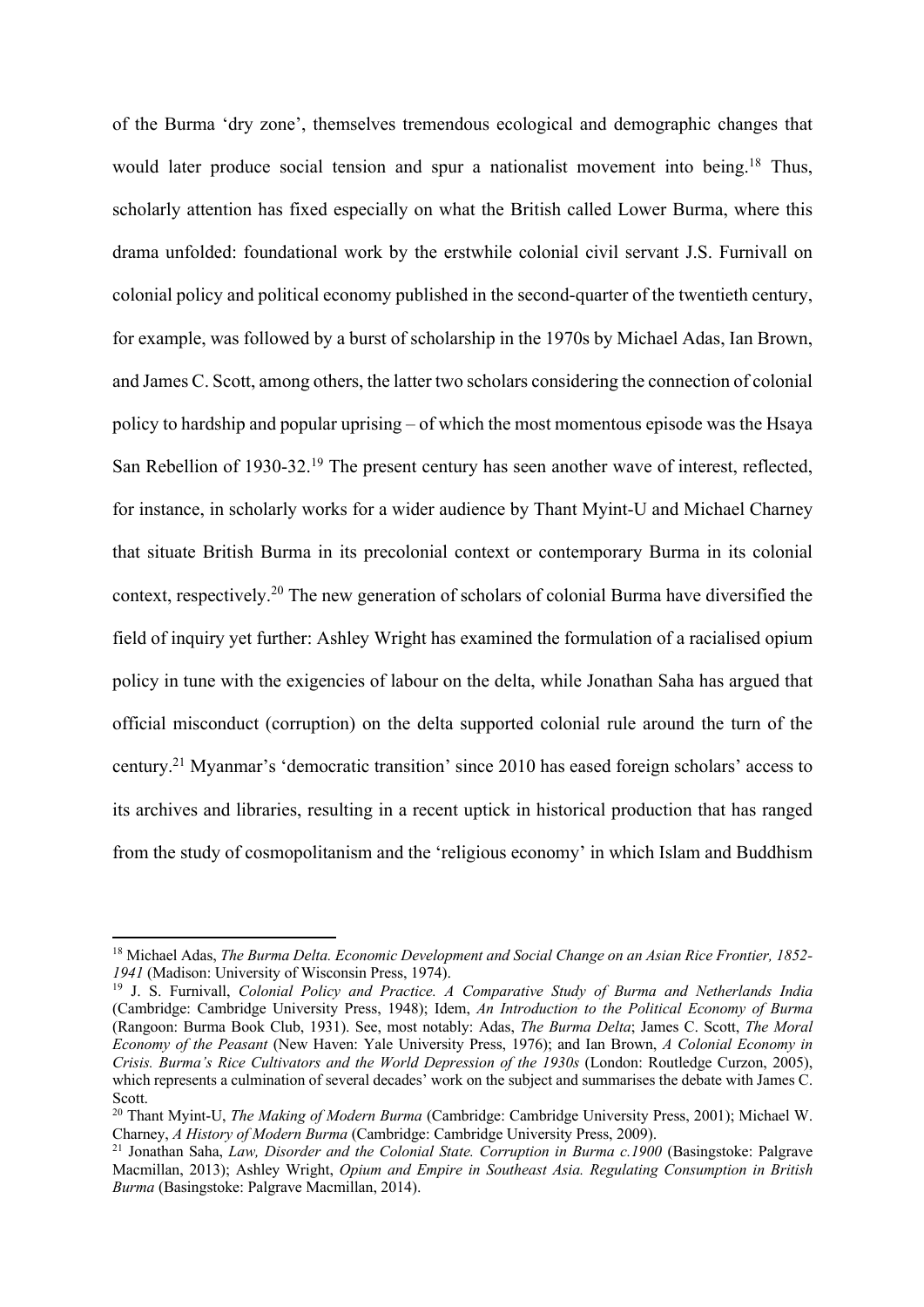of the Burma 'dry zone', themselves tremendous ecological and demographic changes that would later produce social tension and spur a nationalist movement into being.[18] Thus, scholarly attention has fixed especially on what the British called Lower Burma, where this drama unfolded: foundational work by the erstwhile colonial civil servant J.S. Furnivall on colonial policy and political economy published in the second-quarter of the twentieth century, for example, was followed by a burst of scholarship in the 1970s by Michael Adas, Ian Brown, and James C. Scott, among others, the latter two scholars considering the connection of colonial policy to hardship and popular uprising – of which the most momentous episode was the Hsaya San Rebellion of 1930-32.[19] The present century has seen another wave of interest, reflected, for instance, in scholarly works for a wider audience by Thant Myint-U and Michael Charney that situate British Burma in its precolonial context or contemporary Burma in its colonial context, respectively.[20] The new generation of scholars of colonial Burma have diversified the field of inquiry yet further: Ashley Wright has examined the formulation of a racialised opium policy in tune with the exigencies of labour on the delta, while Jonathan Saha has argued that official misconduct (corruption) on the delta supported colonial rule around the turn of the century.[21] Myanmar's 'democratic transition' since 2010 has eased foreign scholars' access to its archives and libraries, resulting in a recent uptick in historical production that has ranged from the study of cosmopolitanism and the 'religious economy' in which Islam and Buddhism

---

[18] Michael Adas, *The Burma Delta. Economic Development and Social Change on an Asian Rice Frontier, 1852-1941* (Madison: University of Wisconsin Press, 1974).

[19] J. S. Furnivall, *Colonial Policy and Practice. A Comparative Study of Burma and Netherlands India* (Cambridge: Cambridge University Press, 1948); Idem, *An Introduction to the Political Economy of Burma* (Rangoon: Burma Book Club, 1931). See, most notably: Adas, *The Burma Delta*; James C. Scott, *The Moral Economy of the Peasant* (New Haven: Yale University Press, 1976); and Ian Brown, *A Colonial Economy in Crisis. Burma's Rice Cultivators and the World Depression of the 1930s* (London: Routledge Curzon, 2005), which represents a culmination of several decades' work on the subject and summarises the debate with James C. Scott.

[20] Thant Myint-U, *The Making of Modern Burma* (Cambridge: Cambridge University Press, 2001); Michael W. Charney, *A History of Modern Burma* (Cambridge: Cambridge University Press, 2009).

[21] Jonathan Saha, *Law, Disorder and the Colonial State. Corruption in Burma c.1900* (Basingstoke: Palgrave Macmillan, 2013); Ashley Wright, *Opium and Empire in Southeast Asia. Regulating Consumption in British Burma* (Basingstoke: Palgrave Macmillan, 2014).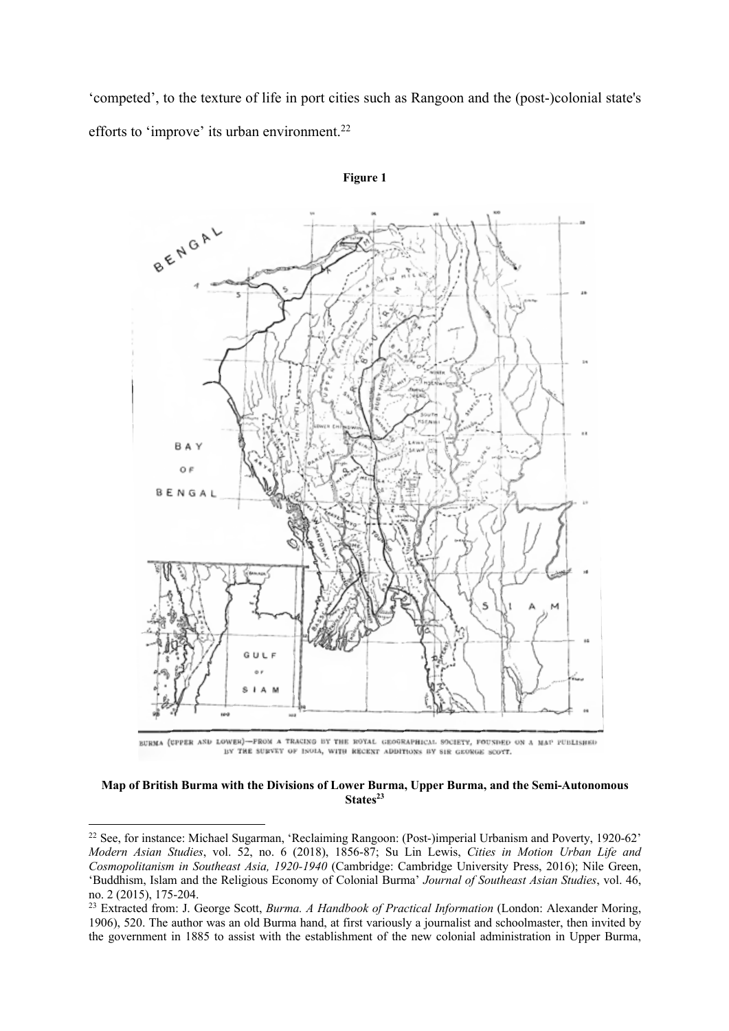'competed', to the texture of life in port cities such as Rangoon and the (post-)colonial state's efforts to 'improve' its urban environment.[22]

**Figure 1**

BURMA (UPPER AND LOWER)—FROM A TRACING BY THE ROYAL GEOGRAPHICAL SOCIETY, FOUNDED ON A MAP PUBLISHED BY THE SURVEY OF INDIA, WITH RECENT ADDITIONS BY SIR GEORGE SCOTT.

**Map of British Burma with the Divisions of Lower Burma, Upper Burma, and the Semi-Autonomous States[23]**

[22] See, for instance: Michael Sugarman, 'Reclaiming Rangoon: (Post-)imperial Urbanism and Poverty, 1920-62' *Modern Asian Studies*, vol. 52, no. 6 (2018), 1856-87; Su Lin Lewis, *Cities in Motion Urban Life and Cosmopolitanism in Southeast Asia, 1920-1940* (Cambridge: Cambridge University Press, 2016); Nile Green, 'Buddhism, Islam and the Religious Economy of Colonial Burma' *Journal of Southeast Asian Studies*, vol. 46, no. 2 (2015), 175-204.

[23] Extracted from: J. George Scott, *Burma. A Handbook of Practical Information* (London: Alexander Moring, 1906), 520. The author was an old Burma hand, at first variously a journalist and schoolmaster, then invited by the government in 1885 to assist with the establishment of the new colonial administration in Upper Burma,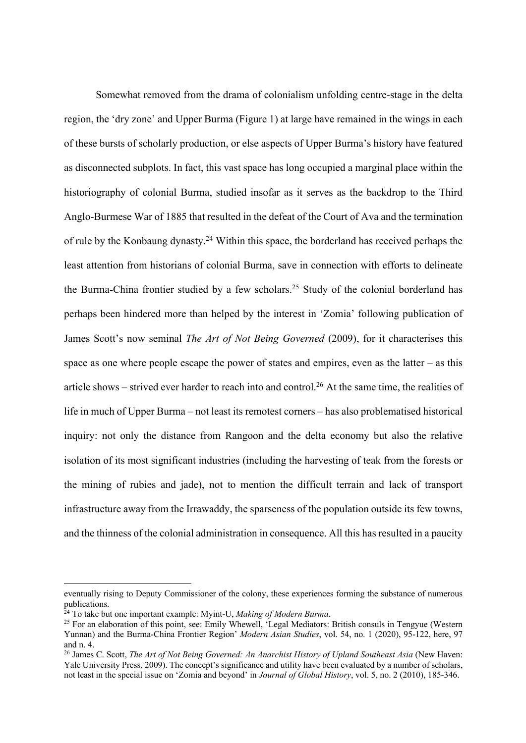Somewhat removed from the drama of colonialism unfolding centre-stage in the delta region, the 'dry zone' and Upper Burma (Figure 1) at large have remained in the wings in each of these bursts of scholarly production, or else aspects of Upper Burma's history have featured as disconnected subplots. In fact, this vast space has long occupied a marginal place within the historiography of colonial Burma, studied insofar as it serves as the backdrop to the Third Anglo-Burmese War of 1885 that resulted in the defeat of the Court of Ava and the termination of rule by the Konbaung dynasty.[24] Within this space, the borderland has received perhaps the least attention from historians of colonial Burma, save in connection with efforts to delineate the Burma-China frontier studied by a few scholars.[25] Study of the colonial borderland has perhaps been hindered more than helped by the interest in 'Zomia' following publication of James Scott's now seminal *The Art of Not Being Governed* (2009), for it characterises this space as one where people escape the power of states and empires, even as the latter – as this article shows – strived ever harder to reach into and control.[26] At the same time, the realities of life in much of Upper Burma – not least its remotest corners – has also problematised historical inquiry: not only the distance from Rangoon and the delta economy but also the relative isolation of its most significant industries (including the harvesting of teak from the forests or the mining of rubies and jade), not to mention the difficult terrain and lack of transport infrastructure away from the Irrawaddy, the sparseness of the population outside its few towns, and the thinness of the colonial administration in consequence. All this has resulted in a paucity

---

eventually rising to Deputy Commissioner of the colony, these experiences forming the substance of numerous publications.

[24] To take but one important example: Myint-U, *Making of Modern Burma*.

[25] For an elaboration of this point, see: Emily Whewell, 'Legal Mediators: British consuls in Tengyue (Western Yunnan) and the Burma-China Frontier Region' *Modern Asian Studies*, vol. 54, no. 1 (2020), 95-122, here, 97 and n. 4.

[26] James C. Scott, *The Art of Not Being Governed: An Anarchist History of Upland Southeast Asia* (New Haven: Yale University Press, 2009). The concept's significance and utility have been evaluated by a number of scholars, not least in the special issue on 'Zomia and beyond' in *Journal of Global History*, vol. 5, no. 2 (2010), 185-346.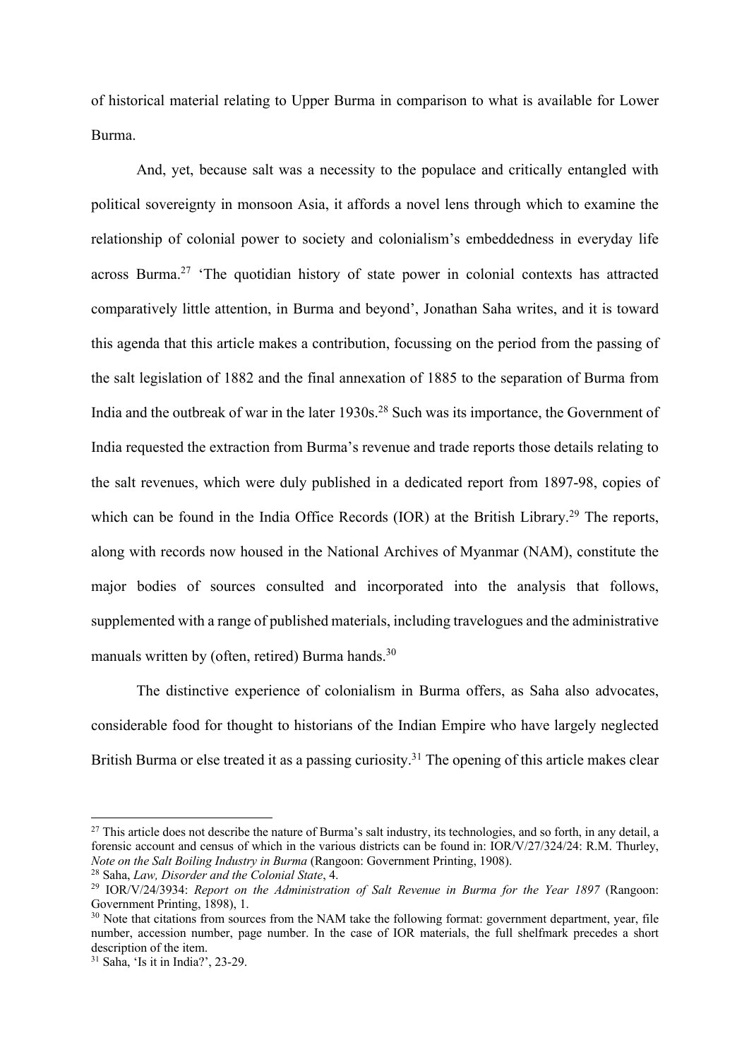of historical material relating to Upper Burma in comparison to what is available for Lower Burma.

And, yet, because salt was a necessity to the populace and critically entangled with political sovereignty in monsoon Asia, it affords a novel lens through which to examine the relationship of colonial power to society and colonialism's embeddedness in everyday life across Burma.[27] 'The quotidian history of state power in colonial contexts has attracted comparatively little attention, in Burma and beyond', Jonathan Saha writes, and it is toward this agenda that this article makes a contribution, focussing on the period from the passing of the salt legislation of 1882 and the final annexation of 1885 to the separation of Burma from India and the outbreak of war in the later 1930s.[28] Such was its importance, the Government of India requested the extraction from Burma's revenue and trade reports those details relating to the salt revenues, which were duly published in a dedicated report from 1897-98, copies of which can be found in the India Office Records (IOR) at the British Library.[29] The reports, along with records now housed in the National Archives of Myanmar (NAM), constitute the major bodies of sources consulted and incorporated into the analysis that follows, supplemented with a range of published materials, including travelogues and the administrative manuals written by (often, retired) Burma hands.[30]

The distinctive experience of colonialism in Burma offers, as Saha also advocates, considerable food for thought to historians of the Indian Empire who have largely neglected British Burma or else treated it as a passing curiosity.[31] The opening of this article makes clear

---

[27] This article does not describe the nature of Burma's salt industry, its technologies, and so forth, in any detail, a forensic account and census of which in the various districts can be found in: IOR/V/27/324/24: R.M. Thurley, *Note on the Salt Boiling Industry in Burma* (Rangoon: Government Printing, 1908).

[28] Saha, *Law, Disorder and the Colonial State*, 4.

[29] IOR/V/24/3934: *Report on the Administration of Salt Revenue in Burma for the Year 1897* (Rangoon: Government Printing, 1898), 1.

[30] Note that citations from sources from the NAM take the following format: government department, year, file number, accession number, page number. In the case of IOR materials, the full shelfmark precedes a short description of the item.

[31] Saha, 'Is it in India?', 23-29.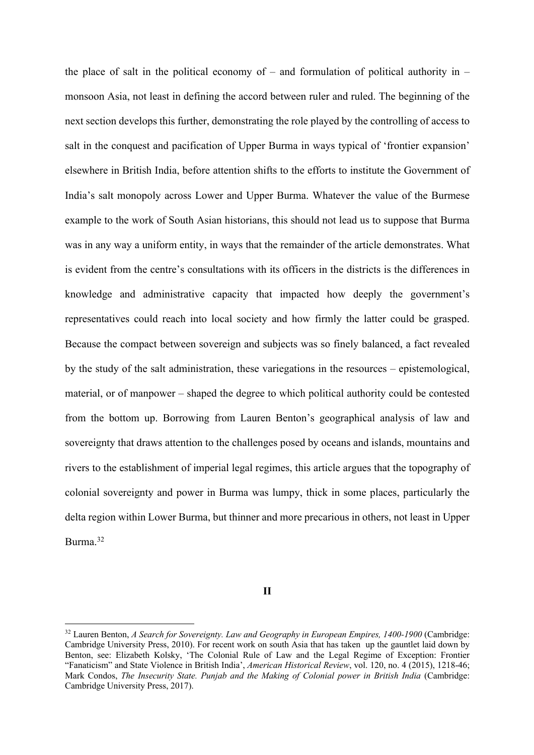the place of salt in the political economy of – and formulation of political authority in – monsoon Asia, not least in defining the accord between ruler and ruled. The beginning of the next section develops this further, demonstrating the role played by the controlling of access to salt in the conquest and pacification of Upper Burma in ways typical of 'frontier expansion' elsewhere in British India, before attention shifts to the efforts to institute the Government of India's salt monopoly across Lower and Upper Burma. Whatever the value of the Burmese example to the work of South Asian historians, this should not lead us to suppose that Burma was in any way a uniform entity, in ways that the remainder of the article demonstrates. What is evident from the centre's consultations with its officers in the districts is the differences in knowledge and administrative capacity that impacted how deeply the government's representatives could reach into local society and how firmly the latter could be grasped. Because the compact between sovereign and subjects was so finely balanced, a fact revealed by the study of the salt administration, these variegations in the resources – epistemological, material, or of manpower – shaped the degree to which political authority could be contested from the bottom up. Borrowing from Lauren Benton's geographical analysis of law and sovereignty that draws attention to the challenges posed by oceans and islands, mountains and rivers to the establishment of imperial legal regimes, this article argues that the topography of colonial sovereignty and power in Burma was lumpy, thick in some places, particularly the delta region within Lower Burma, but thinner and more precarious in others, not least in Upper Burma.[32]

## II

[32] Lauren Benton, *A Search for Sovereignty. Law and Geography in European Empires, 1400-1900* (Cambridge: Cambridge University Press, 2010). For recent work on south Asia that has taken up the gauntlet laid down by Benton, see: Elizabeth Kolsky, 'The Colonial Rule of Law and the Legal Regime of Exception: Frontier "Fanaticism" and State Violence in British India', *American Historical Review*, vol. 120, no. 4 (2015), 1218-46; Mark Condos, *The Insecurity State. Punjab and the Making of Colonial power in British India* (Cambridge: Cambridge University Press, 2017).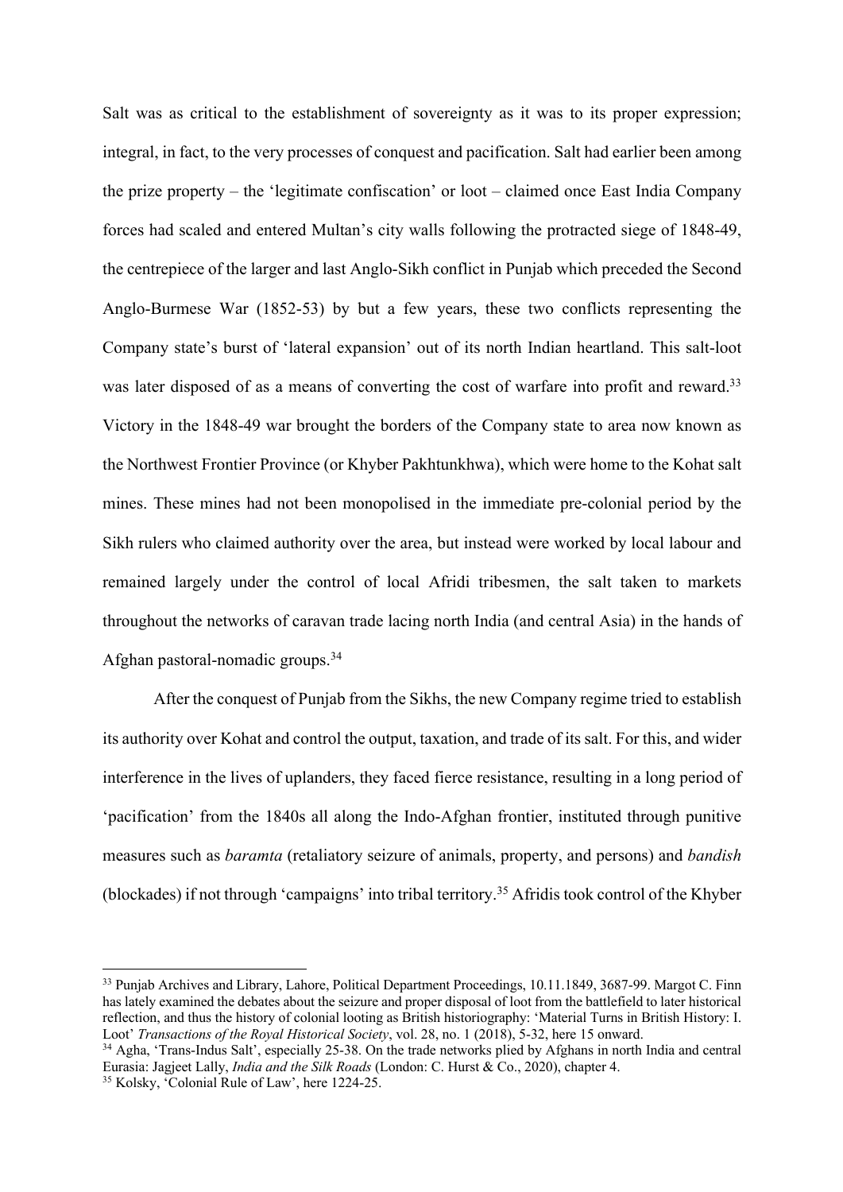Salt was as critical to the establishment of sovereignty as it was to its proper expression; integral, in fact, to the very processes of conquest and pacification. Salt had earlier been among the prize property – the 'legitimate confiscation' or loot – claimed once East India Company forces had scaled and entered Multan's city walls following the protracted siege of 1848-49, the centrepiece of the larger and last Anglo-Sikh conflict in Punjab which preceded the Second Anglo-Burmese War (1852-53) by but a few years, these two conflicts representing the Company state's burst of 'lateral expansion' out of its north Indian heartland. This salt-loot was later disposed of as a means of converting the cost of warfare into profit and reward.[33] Victory in the 1848-49 war brought the borders of the Company state to area now known as the Northwest Frontier Province (or Khyber Pakhtunkhwa), which were home to the Kohat salt mines. These mines had not been monopolised in the immediate pre-colonial period by the Sikh rulers who claimed authority over the area, but instead were worked by local labour and remained largely under the control of local Afridi tribesmen, the salt taken to markets throughout the networks of caravan trade lacing north India (and central Asia) in the hands of Afghan pastoral-nomadic groups.[34]

After the conquest of Punjab from the Sikhs, the new Company regime tried to establish its authority over Kohat and control the output, taxation, and trade of its salt. For this, and wider interference in the lives of uplanders, they faced fierce resistance, resulting in a long period of 'pacification' from the 1840s all along the Indo-Afghan frontier, instituted through punitive measures such as *baramta* (retaliatory seizure of animals, property, and persons) and *bandish* (blockades) if not through 'campaigns' into tribal territory.[35] Afridis took control of the Khyber

---

[33] Punjab Archives and Library, Lahore, Political Department Proceedings, 10.11.1849, 3687-99. Margot C. Finn has lately examined the debates about the seizure and proper disposal of loot from the battlefield to later historical reflection, and thus the history of colonial looting as British historiography: 'Material Turns in British History: I. Loot' *Transactions of the Royal Historical Society*, vol. 28, no. 1 (2018), 5-32, here 15 onward.

[34] Agha, 'Trans-Indus Salt', especially 25-38. On the trade networks plied by Afghans in north India and central Eurasia: Jagjeet Lally, *India and the Silk Roads* (London: C. Hurst & Co., 2020), chapter 4.

[35] Kolsky, 'Colonial Rule of Law', here 1224-25.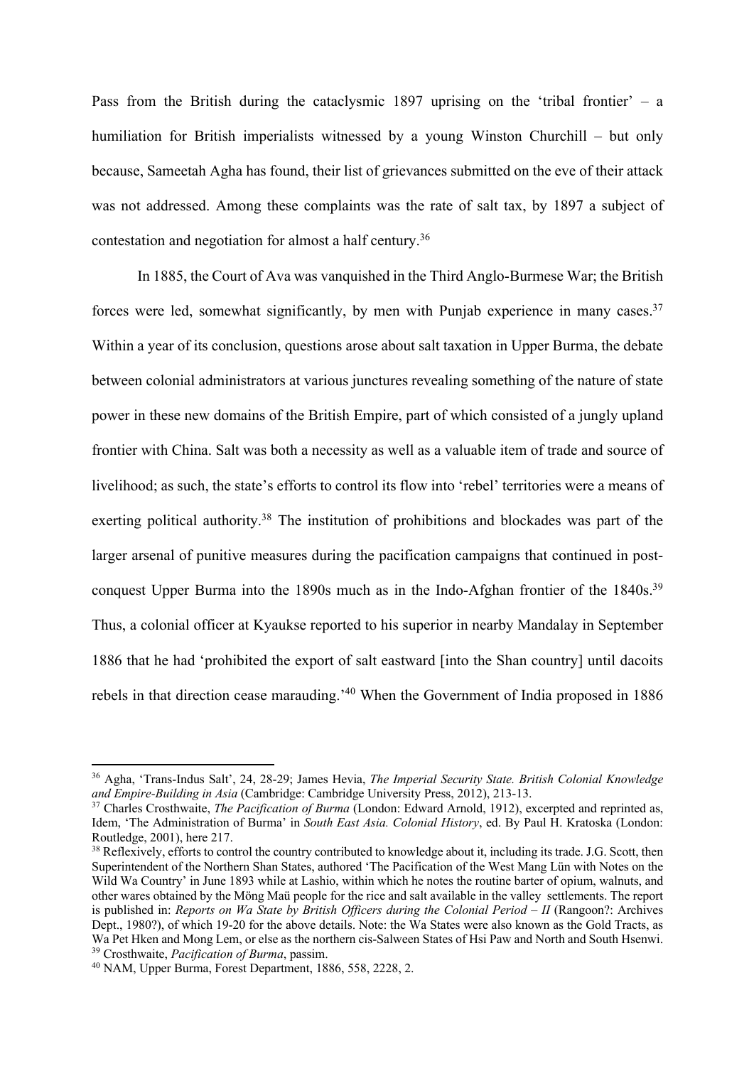Pass from the British during the cataclysmic 1897 uprising on the 'tribal frontier' – a humiliation for British imperialists witnessed by a young Winston Churchill – but only because, Sameetah Agha has found, their list of grievances submitted on the eve of their attack was not addressed. Among these complaints was the rate of salt tax, by 1897 a subject of contestation and negotiation for almost a half century.[36]

In 1885, the Court of Ava was vanquished in the Third Anglo-Burmese War; the British forces were led, somewhat significantly, by men with Punjab experience in many cases.[37] Within a year of its conclusion, questions arose about salt taxation in Upper Burma, the debate between colonial administrators at various junctures revealing something of the nature of state power in these new domains of the British Empire, part of which consisted of a jungly upland frontier with China. Salt was both a necessity as well as a valuable item of trade and source of livelihood; as such, the state's efforts to control its flow into 'rebel' territories were a means of exerting political authority.[38] The institution of prohibitions and blockades was part of the larger arsenal of punitive measures during the pacification campaigns that continued in post-conquest Upper Burma into the 1890s much as in the Indo-Afghan frontier of the 1840s.[39] Thus, a colonial officer at Kyaukse reported to his superior in nearby Mandalay in September 1886 that he had 'prohibited the export of salt eastward [into the Shan country] until dacoits rebels in that direction cease marauding.'[40] When the Government of India proposed in 1886

---

[36] Agha, 'Trans-Indus Salt', 24, 28-29; James Hevia, *The Imperial Security State. British Colonial Knowledge and Empire-Building in Asia* (Cambridge: Cambridge University Press, 2012), 213-13.

[37] Charles Crosthwaite, *The Pacification of Burma* (London: Edward Arnold, 1912), excerpted and reprinted as, Idem, 'The Administration of Burma' in *South East Asia. Colonial History*, ed. By Paul H. Kratoska (London: Routledge, 2001), here 217.

[38] Reflexively, efforts to control the country contributed to knowledge about it, including its trade. J.G. Scott, then Superintendent of the Northern Shan States, authored 'The Pacification of the West Mang Lün with Notes on the Wild Wa Country' in June 1893 while at Lashio, within which he notes the routine barter of opium, walnuts, and other wares obtained by the Möng Maü people for the rice and salt available in the valley settlements. The report is published in: *Reports on Wa State by British Officers during the Colonial Period – II* (Rangoon?: Archives Dept., 1980?), of which 19-20 for the above details. Note: the Wa States were also known as the Gold Tracts, as Wa Pet Hken and Mong Lem, or else as the northern cis-Salween States of Hsi Paw and North and South Hsenwi.

[39] Crosthwaite, *Pacification of Burma*, passim.

[40] NAM, Upper Burma, Forest Department, 1886, 558, 2228, 2.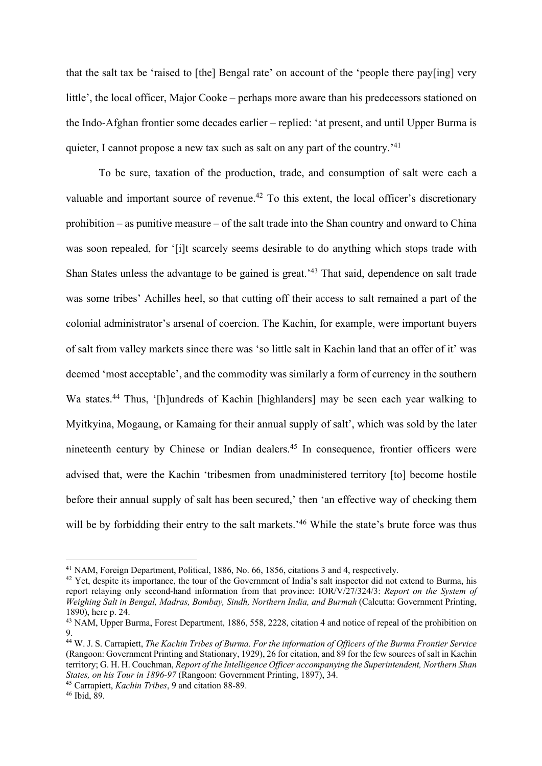that the salt tax be 'raised to [the] Bengal rate' on account of the 'people there pay[ing] very little', the local officer, Major Cooke – perhaps more aware than his predecessors stationed on the Indo-Afghan frontier some decades earlier – replied: 'at present, and until Upper Burma is quieter, I cannot propose a new tax such as salt on any part of the country.'[41]

To be sure, taxation of the production, trade, and consumption of salt were each a valuable and important source of revenue.[42] To this extent, the local officer's discretionary prohibition – as punitive measure – of the salt trade into the Shan country and onward to China was soon repealed, for '[i]t scarcely seems desirable to do anything which stops trade with Shan States unless the advantage to be gained is great.'[43] That said, dependence on salt trade was some tribes' Achilles heel, so that cutting off their access to salt remained a part of the colonial administrator's arsenal of coercion. The Kachin, for example, were important buyers of salt from valley markets since there was 'so little salt in Kachin land that an offer of it' was deemed 'most acceptable', and the commodity was similarly a form of currency in the southern Wa states.[44] Thus, '[h]undreds of Kachin [highlanders] may be seen each year walking to Myitkyina, Mogaung, or Kamaing for their annual supply of salt', which was sold by the later nineteenth century by Chinese or Indian dealers.[45] In consequence, frontier officers were advised that, were the Kachin 'tribesmen from unadministered territory [to] become hostile before their annual supply of salt has been secured,' then 'an effective way of checking them will be by forbidding their entry to the salt markets.'[46] While the state's brute force was thus

---

[41] NAM, Foreign Department, Political, 1886, No. 66, 1856, citations 3 and 4, respectively.

[42] Yet, despite its importance, the tour of the Government of India's salt inspector did not extend to Burma, his report relaying only second-hand information from that province: IOR/V/27/324/3: *Report on the System of Weighing Salt in Bengal, Madras, Bombay, Sindh, Northern India, and Burmah* (Calcutta: Government Printing, 1890), here p. 24.

[43] NAM, Upper Burma, Forest Department, 1886, 558, 2228, citation 4 and notice of repeal of the prohibition on 9.

[44] W. J. S. Carrapiett, *The Kachin Tribes of Burma. For the information of Officers of the Burma Frontier Service* (Rangoon: Government Printing and Stationary, 1929), 26 for citation, and 89 for the few sources of salt in Kachin territory; G. H. H. Couchman, *Report of the Intelligence Officer accompanying the Superintendent, Northern Shan States, on his Tour in 1896-97* (Rangoon: Government Printing, 1897), 34.

[45] Carrapiett, *Kachin Tribes*, 9 and citation 88-89.

[46] Ibid, 89.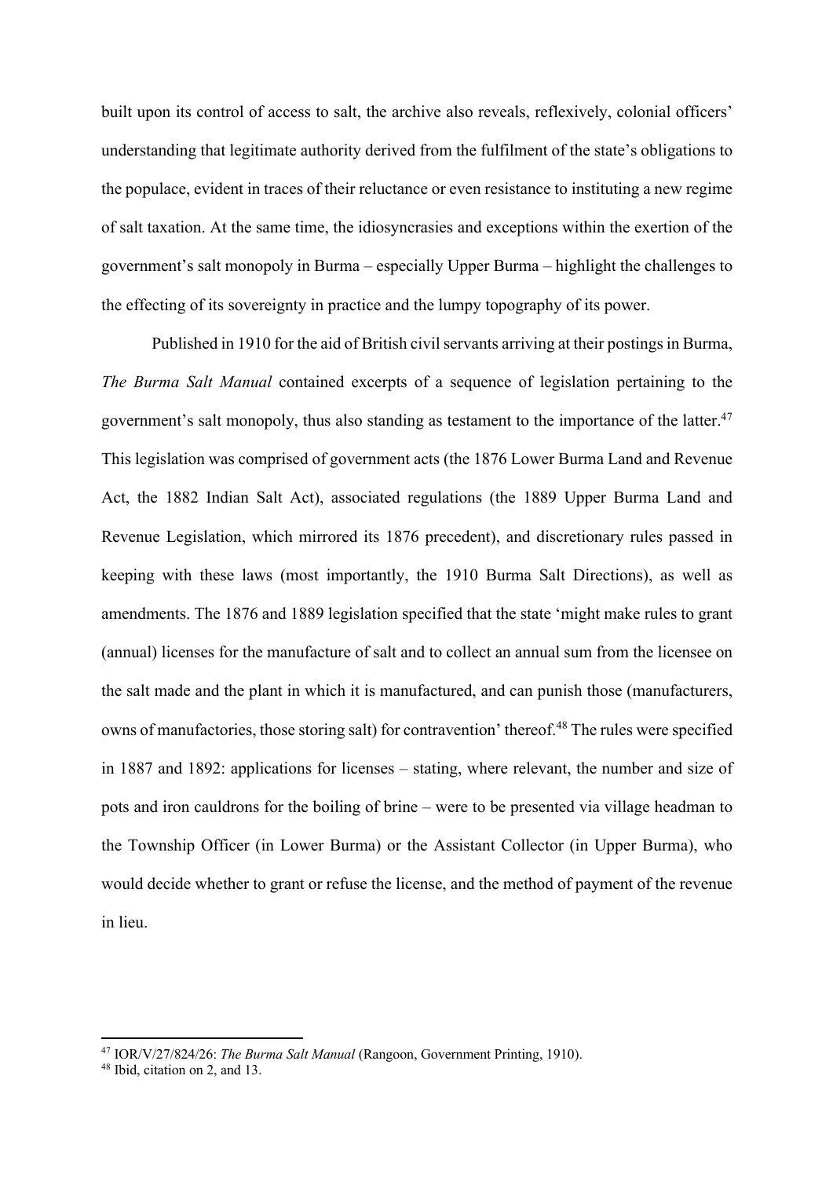built upon its control of access to salt, the archive also reveals, reflexively, colonial officers' understanding that legitimate authority derived from the fulfilment of the state's obligations to the populace, evident in traces of their reluctance or even resistance to instituting a new regime of salt taxation. At the same time, the idiosyncrasies and exceptions within the exertion of the government's salt monopoly in Burma – especially Upper Burma – highlight the challenges to the effecting of its sovereignty in practice and the lumpy topography of its power.

Published in 1910 for the aid of British civil servants arriving at their postings in Burma, *The Burma Salt Manual* contained excerpts of a sequence of legislation pertaining to the government's salt monopoly, thus also standing as testament to the importance of the latter.[47] This legislation was comprised of government acts (the 1876 Lower Burma Land and Revenue Act, the 1882 Indian Salt Act), associated regulations (the 1889 Upper Burma Land and Revenue Legislation, which mirrored its 1876 precedent), and discretionary rules passed in keeping with these laws (most importantly, the 1910 Burma Salt Directions), as well as amendments. The 1876 and 1889 legislation specified that the state 'might make rules to grant (annual) licenses for the manufacture of salt and to collect an annual sum from the licensee on the salt made and the plant in which it is manufactured, and can punish those (manufacturers, owns of manufactories, those storing salt) for contravention' thereof.[48] The rules were specified in 1887 and 1892: applications for licenses – stating, where relevant, the number and size of pots and iron cauldrons for the boiling of brine – were to be presented via village headman to the Township Officer (in Lower Burma) or the Assistant Collector (in Upper Burma), who would decide whether to grant or refuse the license, and the method of payment of the revenue in lieu.

[47] IOR/V/27/824/26: *The Burma Salt Manual* (Rangoon, Government Printing, 1910).

[48] Ibid, citation on 2, and 13.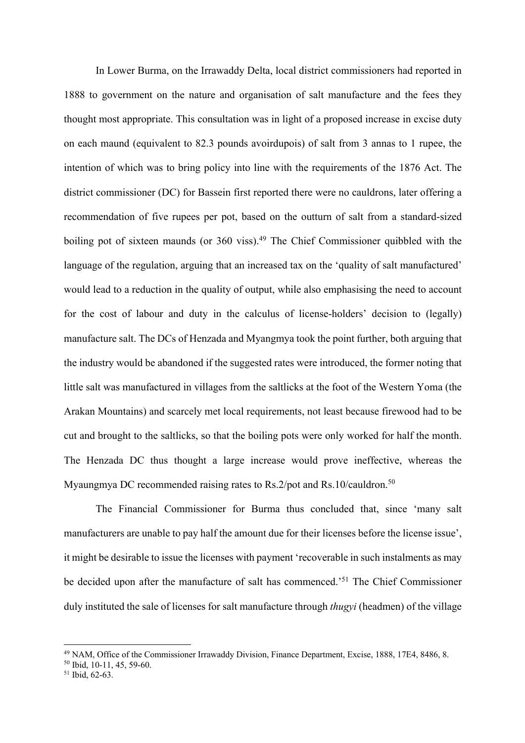In Lower Burma, on the Irrawaddy Delta, local district commissioners had reported in 1888 to government on the nature and organisation of salt manufacture and the fees they thought most appropriate. This consultation was in light of a proposed increase in excise duty on each maund (equivalent to 82.3 pounds avoirdupois) of salt from 3 annas to 1 rupee, the intention of which was to bring policy into line with the requirements of the 1876 Act. The district commissioner (DC) for Bassein first reported there were no cauldrons, later offering a recommendation of five rupees per pot, based on the outturn of salt from a standard-sized boiling pot of sixteen maunds (or 360 viss).[49] The Chief Commissioner quibbled with the language of the regulation, arguing that an increased tax on the 'quality of salt manufactured' would lead to a reduction in the quality of output, while also emphasising the need to account for the cost of labour and duty in the calculus of license-holders' decision to (legally) manufacture salt. The DCs of Henzada and Myangmya took the point further, both arguing that the industry would be abandoned if the suggested rates were introduced, the former noting that little salt was manufactured in villages from the saltlicks at the foot of the Western Yoma (the Arakan Mountains) and scarcely met local requirements, not least because firewood had to be cut and brought to the saltlicks, so that the boiling pots were only worked for half the month. The Henzada DC thus thought a large increase would prove ineffective, whereas the Myaungmya DC recommended raising rates to Rs.2/pot and Rs.10/cauldron.[50]

The Financial Commissioner for Burma thus concluded that, since 'many salt manufacturers are unable to pay half the amount due for their licenses before the license issue', it might be desirable to issue the licenses with payment 'recoverable in such instalments as may be decided upon after the manufacture of salt has commenced.'[51] The Chief Commissioner duly instituted the sale of licenses for salt manufacture through *thugyi* (headmen) of the village

---

[49] NAM, Office of the Commissioner Irrawaddy Division, Finance Department, Excise, 1888, 17E4, 8486, 8.

[50] Ibid, 10-11, 45, 59-60.

[51] Ibid, 62-63.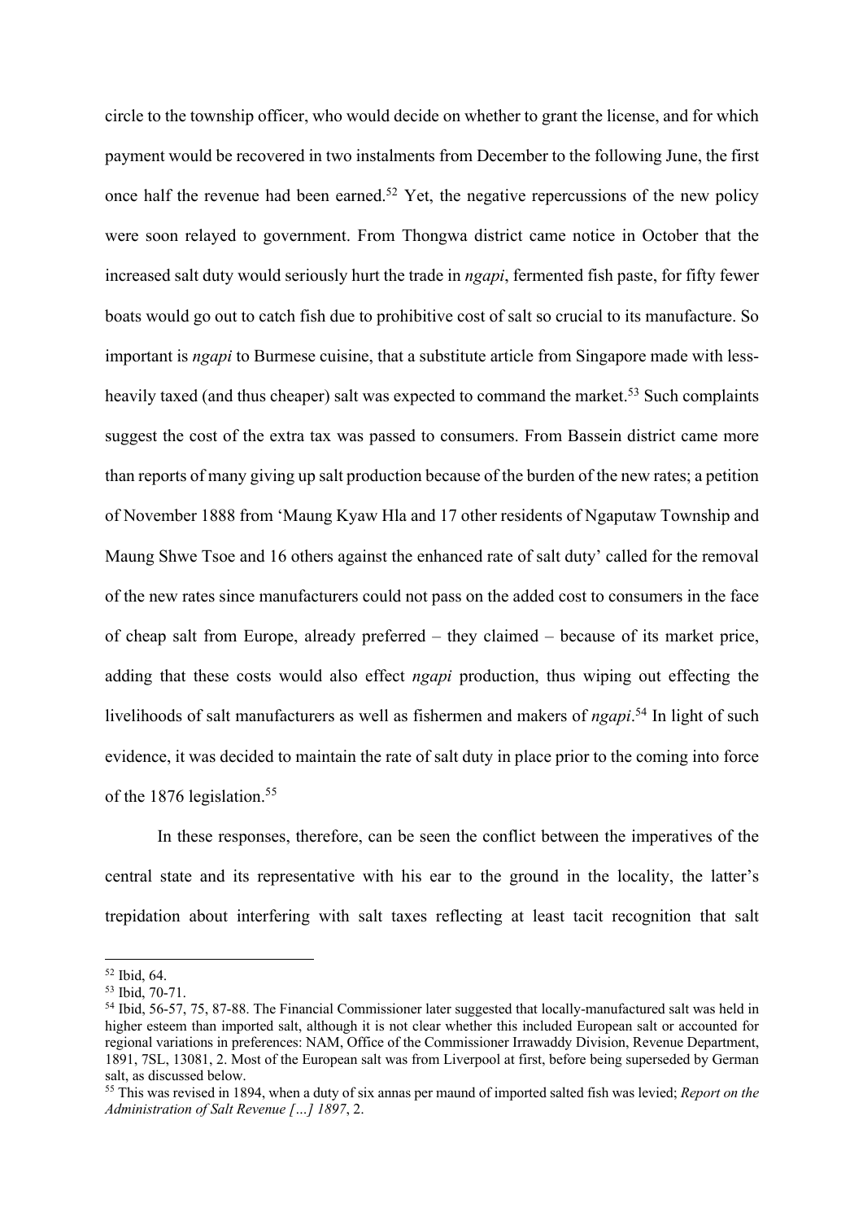circle to the township officer, who would decide on whether to grant the license, and for which payment would be recovered in two instalments from December to the following June, the first once half the revenue had been earned.[52] Yet, the negative repercussions of the new policy were soon relayed to government. From Thongwa district came notice in October that the increased salt duty would seriously hurt the trade in *ngapi*, fermented fish paste, for fifty fewer boats would go out to catch fish due to prohibitive cost of salt so crucial to its manufacture. So important is *ngapi* to Burmese cuisine, that a substitute article from Singapore made with less-heavily taxed (and thus cheaper) salt was expected to command the market.[53] Such complaints suggest the cost of the extra tax was passed to consumers. From Bassein district came more than reports of many giving up salt production because of the burden of the new rates; a petition of November 1888 from 'Maung Kyaw Hla and 17 other residents of Ngaputaw Township and Maung Shwe Tsoe and 16 others against the enhanced rate of salt duty' called for the removal of the new rates since manufacturers could not pass on the added cost to consumers in the face of cheap salt from Europe, already preferred – they claimed – because of its market price, adding that these costs would also effect *ngapi* production, thus wiping out effecting the livelihoods of salt manufacturers as well as fishermen and makers of *ngapi*.[54] In light of such evidence, it was decided to maintain the rate of salt duty in place prior to the coming into force of the 1876 legislation.[55]

In these responses, therefore, can be seen the conflict between the imperatives of the central state and its representative with his ear to the ground in the locality, the latter's trepidation about interfering with salt taxes reflecting at least tacit recognition that salt

---

[52] Ibid, 64.

[53] Ibid, 70-71.

[54] Ibid, 56-57, 75, 87-88. The Financial Commissioner later suggested that locally-manufactured salt was held in higher esteem than imported salt, although it is not clear whether this included European salt or accounted for regional variations in preferences: NAM, Office of the Commissioner Irrawaddy Division, Revenue Department, 1891, 7SL, 13081, 2. Most of the European salt was from Liverpool at first, before being superseded by German salt, as discussed below.

[55] This was revised in 1894, when a duty of six annas per maund of imported salted fish was levied; *Report on the Administration of Salt Revenue […] 1897*, 2.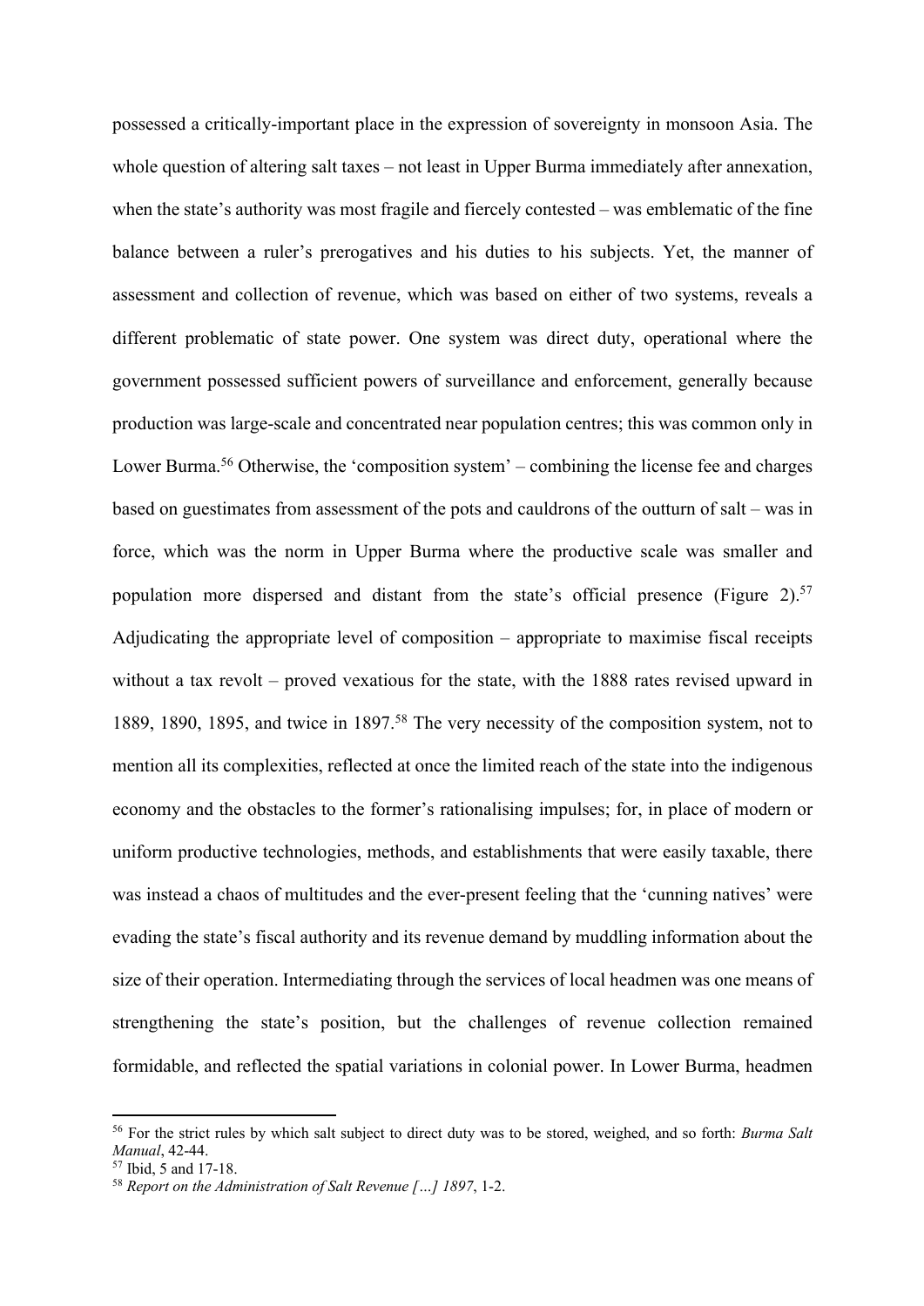possessed a critically-important place in the expression of sovereignty in monsoon Asia. The whole question of altering salt taxes – not least in Upper Burma immediately after annexation, when the state's authority was most fragile and fiercely contested – was emblematic of the fine balance between a ruler's prerogatives and his duties to his subjects. Yet, the manner of assessment and collection of revenue, which was based on either of two systems, reveals a different problematic of state power. One system was direct duty, operational where the government possessed sufficient powers of surveillance and enforcement, generally because production was large-scale and concentrated near population centres; this was common only in Lower Burma.[56] Otherwise, the 'composition system' – combining the license fee and charges based on guestimates from assessment of the pots and cauldrons of the outturn of salt – was in force, which was the norm in Upper Burma where the productive scale was smaller and population more dispersed and distant from the state's official presence (Figure 2).[57] Adjudicating the appropriate level of composition – appropriate to maximise fiscal receipts without a tax revolt – proved vexatious for the state, with the 1888 rates revised upward in 1889, 1890, 1895, and twice in 1897.[58] The very necessity of the composition system, not to mention all its complexities, reflected at once the limited reach of the state into the indigenous economy and the obstacles to the former's rationalising impulses; for, in place of modern or uniform productive technologies, methods, and establishments that were easily taxable, there was instead a chaos of multitudes and the ever-present feeling that the 'cunning natives' were evading the state's fiscal authority and its revenue demand by muddling information about the size of their operation. Intermediating through the services of local headmen was one means of strengthening the state's position, but the challenges of revenue collection remained formidable, and reflected the spatial variations in colonial power. In Lower Burma, headmen

[56] For the strict rules by which salt subject to direct duty was to be stored, weighed, and so forth: *Burma Salt Manual*, 42-44.

[57] Ibid, 5 and 17-18.

[58] *Report on the Administration of Salt Revenue […] 1897*, 1-2.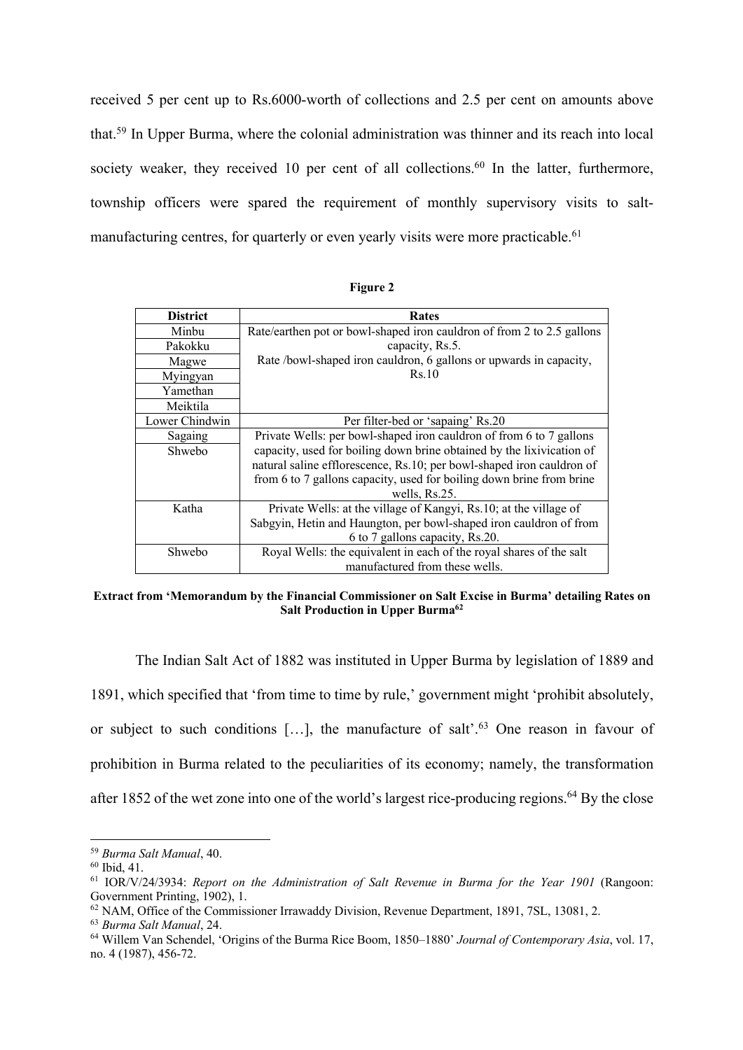received 5 per cent up to Rs.6000-worth of collections and 2.5 per cent on amounts above that.[59] In Upper Burma, where the colonial administration was thinner and its reach into local society weaker, they received 10 per cent of all collections.[60] In the latter, furthermore, township officers were spared the requirement of monthly supervisory visits to salt-manufacturing centres, for quarterly or even yearly visits were more practicable.[61]

**Figure 2**

| District | Rates |
|---|---|
| Minbu<br>Pakokku<br>Magwe<br>Myingyan<br>Yamethan<br>Meiktila | Rate/earthen pot or bowl-shaped iron cauldron of from 2 to 2.5 gallons capacity, Rs.5.<br>Rate /bowl-shaped iron cauldron, 6 gallons or upwards in capacity, Rs.10 |
| Lower Chindwin | Per filter-bed or 'sapaing' Rs.20 |
| Sagaing<br>Shwebo | Private Wells: per bowl-shaped iron cauldron of from 6 to 7 gallons capacity, used for boiling down brine obtained by the lixivication of natural saline efflorescence, Rs.10; per bowl-shaped iron cauldron of from 6 to 7 gallons capacity, used for boiling down brine from brine wells, Rs.25. |
| Katha | Private Wells: at the village of Kangyi, Rs.10; at the village of Sabgyin, Hetin and Haungton, per bowl-shaped iron cauldron of from 6 to 7 gallons capacity, Rs.20. |
| Shwebo | Royal Wells: the equivalent in each of the royal shares of the salt manufactured from these wells. |

**Extract from 'Memorandum by the Financial Commissioner on Salt Excise in Burma' detailing Rates on Salt Production in Upper Burma[62]**

The Indian Salt Act of 1882 was instituted in Upper Burma by legislation of 1889 and 1891, which specified that 'from time to time by rule,' government might 'prohibit absolutely, or subject to such conditions […], the manufacture of salt'.[63] One reason in favour of prohibition in Burma related to the peculiarities of its economy; namely, the transformation after 1852 of the wet zone into one of the world's largest rice-producing regions.[64] By the close

---

[59] *Burma Salt Manual*, 40.

[60] Ibid, 41.

[61] IOR/V/24/3934: *Report on the Administration of Salt Revenue in Burma for the Year 1901* (Rangoon: Government Printing, 1902), 1.

[62] NAM, Office of the Commissioner Irrawaddy Division, Revenue Department, 1891, 7SL, 13081, 2.

[63] *Burma Salt Manual*, 24.

[64] Willem Van Schendel, 'Origins of the Burma Rice Boom, 1850–1880' *Journal of Contemporary Asia*, vol. 17, no. 4 (1987), 456-72.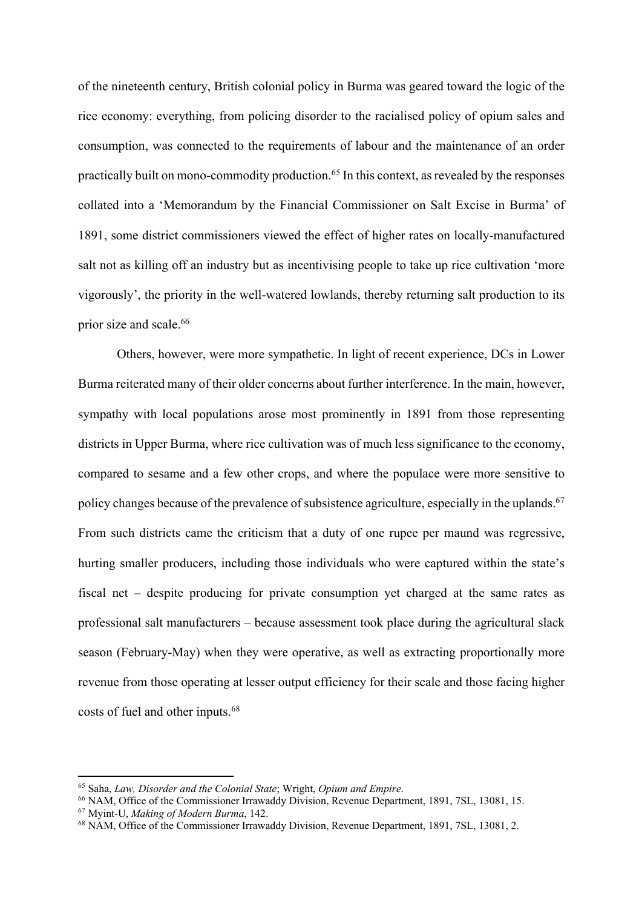of the nineteenth century, British colonial policy in Burma was geared toward the logic of the rice economy: everything, from policing disorder to the racialised policy of opium sales and consumption, was connected to the requirements of labour and the maintenance of an order practically built on mono-commodity production.[65] In this context, as revealed by the responses collated into a 'Memorandum by the Financial Commissioner on Salt Excise in Burma' of 1891, some district commissioners viewed the effect of higher rates on locally-manufactured salt not as killing off an industry but as incentivising people to take up rice cultivation 'more vigorously', the priority in the well-watered lowlands, thereby returning salt production to its prior size and scale.[66]

Others, however, were more sympathetic. In light of recent experience, DCs in Lower Burma reiterated many of their older concerns about further interference. In the main, however, sympathy with local populations arose most prominently in 1891 from those representing districts in Upper Burma, where rice cultivation was of much less significance to the economy, compared to sesame and a few other crops, and where the populace were more sensitive to policy changes because of the prevalence of subsistence agriculture, especially in the uplands.[67] From such districts came the criticism that a duty of one rupee per maund was regressive, hurting smaller producers, including those individuals who were captured within the state's fiscal net – despite producing for private consumption yet charged at the same rates as professional salt manufacturers – because assessment took place during the agricultural slack season (February-May) when they were operative, as well as extracting proportionally more revenue from those operating at lesser output efficiency for their scale and those facing higher costs of fuel and other inputs.[68]

---

[65] Saha, *Law, Disorder and the Colonial State*; Wright, *Opium and Empire*.

[66] NAM, Office of the Commissioner Irrawaddy Division, Revenue Department, 1891, 7SL, 13081, 15.

[67] Myint-U, *Making of Modern Burma*, 142.

[68] NAM, Office of the Commissioner Irrawaddy Division, Revenue Department, 1891, 7SL, 13081, 2.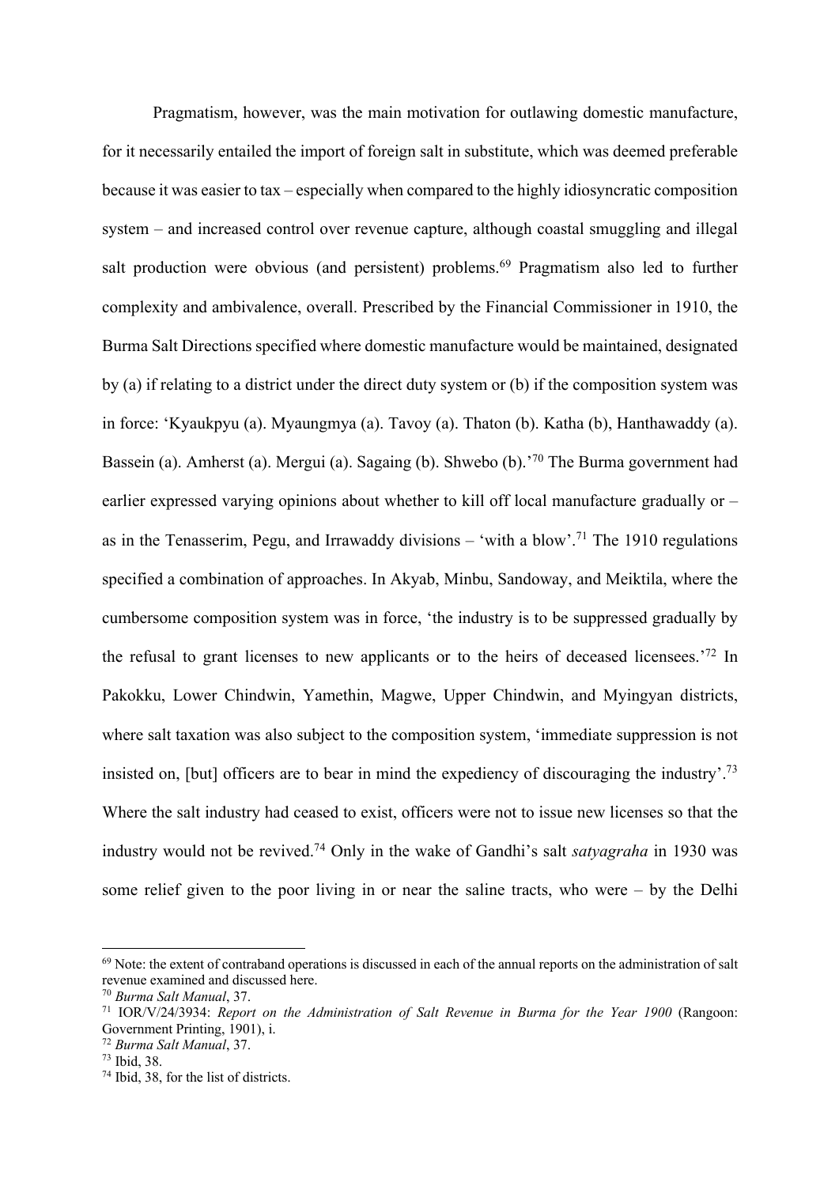Pragmatism, however, was the main motivation for outlawing domestic manufacture, for it necessarily entailed the import of foreign salt in substitute, which was deemed preferable because it was easier to tax – especially when compared to the highly idiosyncratic composition system – and increased control over revenue capture, although coastal smuggling and illegal salt production were obvious (and persistent) problems.[69] Pragmatism also led to further complexity and ambivalence, overall. Prescribed by the Financial Commissioner in 1910, the Burma Salt Directions specified where domestic manufacture would be maintained, designated by (a) if relating to a district under the direct duty system or (b) if the composition system was in force: 'Kyaukpyu (a). Myaungmya (a). Tavoy (a). Thaton (b). Katha (b), Hanthawaddy (a). Bassein (a). Amherst (a). Mergui (a). Sagaing (b). Shwebo (b).'[70] The Burma government had earlier expressed varying opinions about whether to kill off local manufacture gradually or – as in the Tenasserim, Pegu, and Irrawaddy divisions – 'with a blow'.[71] The 1910 regulations specified a combination of approaches. In Akyab, Minbu, Sandoway, and Meiktila, where the cumbersome composition system was in force, 'the industry is to be suppressed gradually by the refusal to grant licenses to new applicants or to the heirs of deceased licensees.'[72] In Pakokku, Lower Chindwin, Yamethin, Magwe, Upper Chindwin, and Myingyan districts, where salt taxation was also subject to the composition system, 'immediate suppression is not insisted on, [but] officers are to bear in mind the expediency of discouraging the industry'.[73] Where the salt industry had ceased to exist, officers were not to issue new licenses so that the industry would not be revived.[74] Only in the wake of Gandhi's salt *satyagraha* in 1930 was some relief given to the poor living in or near the saline tracts, who were – by the Delhi

---

[69] Note: the extent of contraband operations is discussed in each of the annual reports on the administration of salt revenue examined and discussed here.

[70] *Burma Salt Manual*, 37.

[71] IOR/V/24/3934: *Report on the Administration of Salt Revenue in Burma for the Year 1900* (Rangoon: Government Printing, 1901), i.

[72] *Burma Salt Manual*, 37.

[73] Ibid, 38.

[74] Ibid, 38, for the list of districts.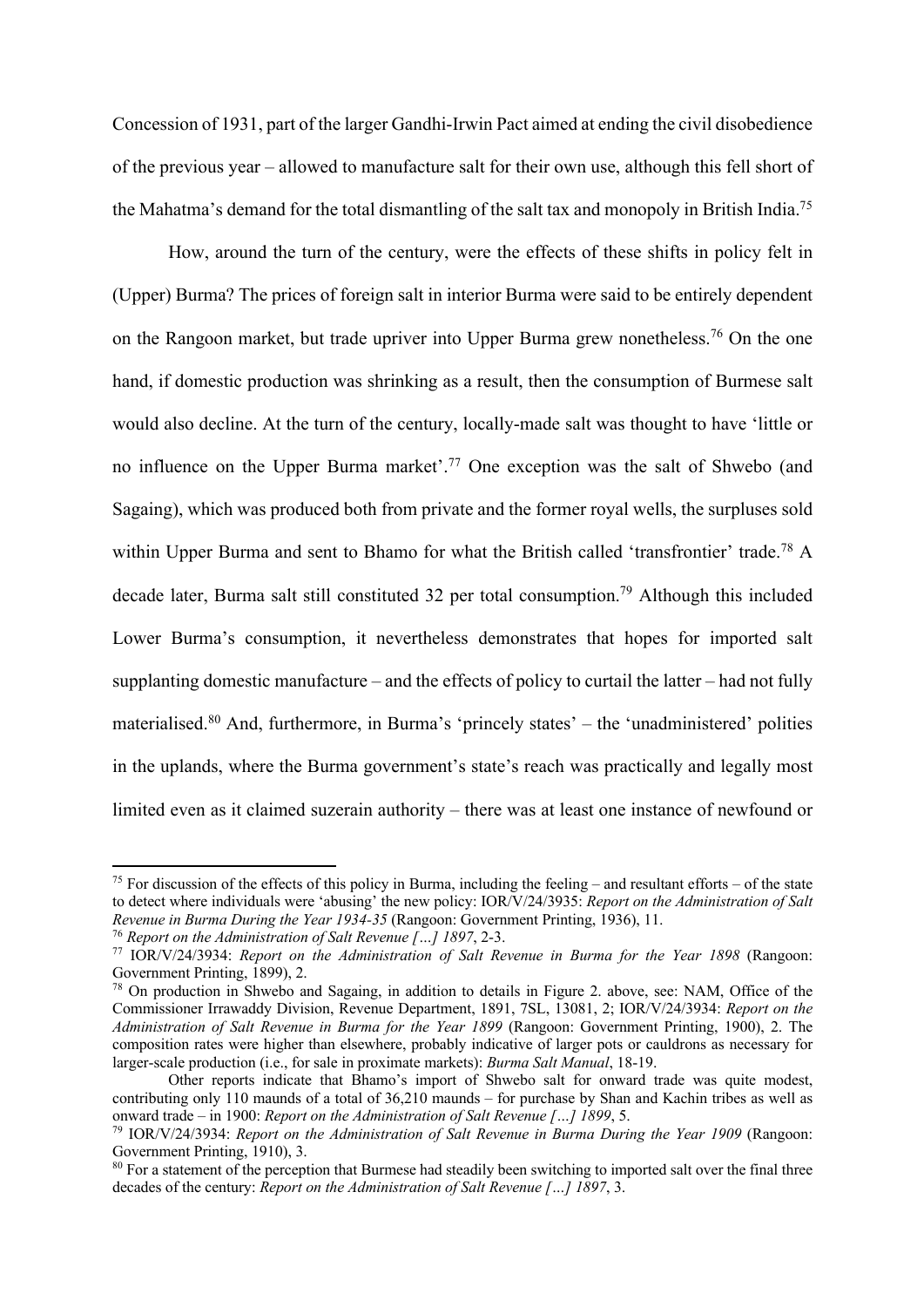Concession of 1931, part of the larger Gandhi-Irwin Pact aimed at ending the civil disobedience of the previous year – allowed to manufacture salt for their own use, although this fell short of the Mahatma's demand for the total dismantling of the salt tax and monopoly in British India.[75]

How, around the turn of the century, were the effects of these shifts in policy felt in (Upper) Burma? The prices of foreign salt in interior Burma were said to be entirely dependent on the Rangoon market, but trade upriver into Upper Burma grew nonetheless.[76] On the one hand, if domestic production was shrinking as a result, then the consumption of Burmese salt would also decline. At the turn of the century, locally-made salt was thought to have 'little or no influence on the Upper Burma market'.[77] One exception was the salt of Shwebo (and Sagaing), which was produced both from private and the former royal wells, the surpluses sold within Upper Burma and sent to Bhamo for what the British called 'transfrontier' trade.[78] A decade later, Burma salt still constituted 32 per total consumption.[79] Although this included Lower Burma's consumption, it nevertheless demonstrates that hopes for imported salt supplanting domestic manufacture – and the effects of policy to curtail the latter – had not fully materialised.[80] And, furthermore, in Burma's 'princely states' – the 'unadministered' polities in the uplands, where the Burma government's state's reach was practically and legally most limited even as it claimed suzerain authority – there was at least one instance of newfound or

---

[75] For discussion of the effects of this policy in Burma, including the feeling – and resultant efforts – of the state to detect where individuals were 'abusing' the new policy: IOR/V/24/3935: *Report on the Administration of Salt Revenue in Burma During the Year 1934-35* (Rangoon: Government Printing, 1936), 11.

[76] *Report on the Administration of Salt Revenue […] 1897*, 2-3.

[77] IOR/V/24/3934: *Report on the Administration of Salt Revenue in Burma for the Year 1898* (Rangoon: Government Printing, 1899), 2.

[78] On production in Shwebo and Sagaing, in addition to details in Figure 2. above, see: NAM, Office of the Commissioner Irrawaddy Division, Revenue Department, 1891, 7SL, 13081, 2; IOR/V/24/3934: *Report on the Administration of Salt Revenue in Burma for the Year 1899* (Rangoon: Government Printing, 1900), 2. The composition rates were higher than elsewhere, probably indicative of larger pots or cauldrons as necessary for larger-scale production (i.e., for sale in proximate markets): *Burma Salt Manual*, 18-19.

Other reports indicate that Bhamo's import of Shwebo salt for onward trade was quite modest, contributing only 110 maunds of a total of 36,210 maunds – for purchase by Shan and Kachin tribes as well as onward trade – in 1900: *Report on the Administration of Salt Revenue […] 1899*, 5.

[79] IOR/V/24/3934: *Report on the Administration of Salt Revenue in Burma During the Year 1909* (Rangoon: Government Printing, 1910), 3.

[80] For a statement of the perception that Burmese had steadily been switching to imported salt over the final three decades of the century: *Report on the Administration of Salt Revenue […] 1897*, 3.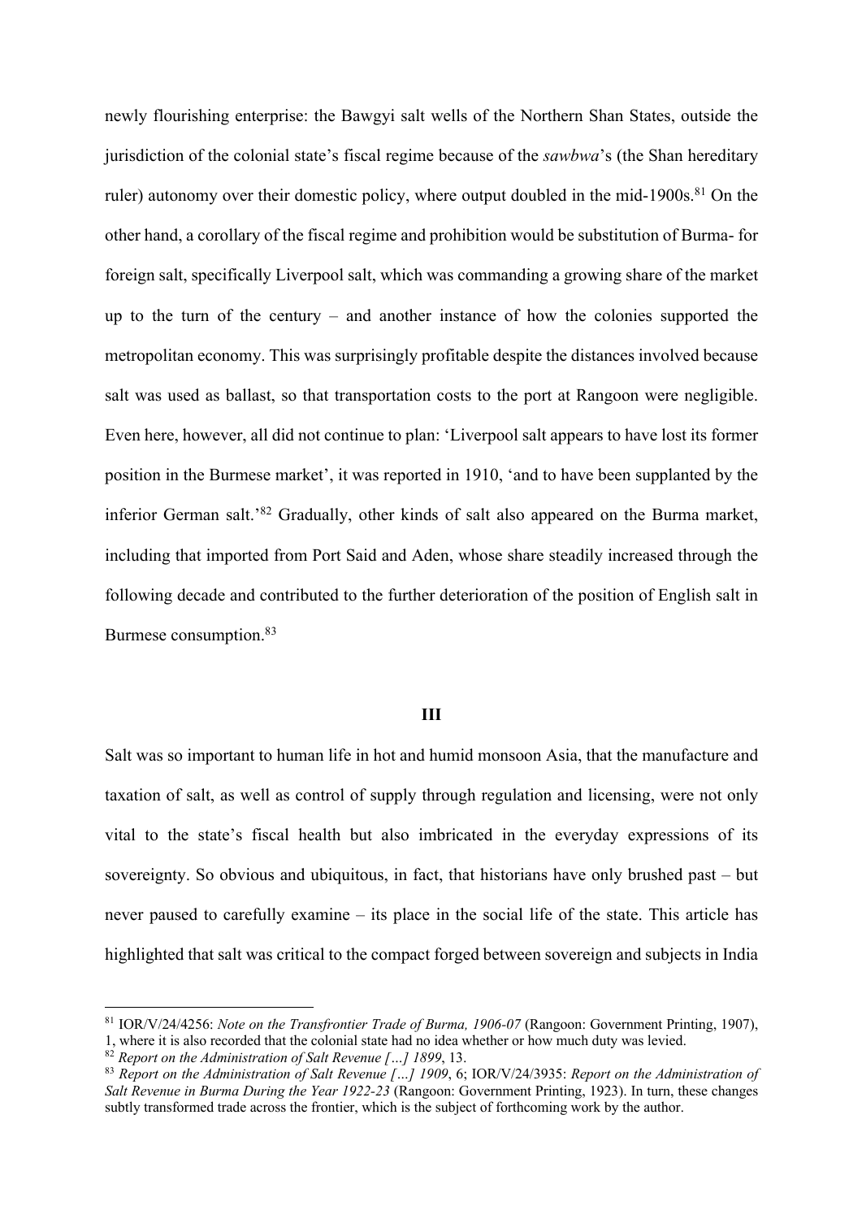newly flourishing enterprise: the Bawgyi salt wells of the Northern Shan States, outside the jurisdiction of the colonial state's fiscal regime because of the *sawbwa*'s (the Shan hereditary ruler) autonomy over their domestic policy, where output doubled in the mid-1900s.[81] On the other hand, a corollary of the fiscal regime and prohibition would be substitution of Burma- for foreign salt, specifically Liverpool salt, which was commanding a growing share of the market up to the turn of the century – and another instance of how the colonies supported the metropolitan economy. This was surprisingly profitable despite the distances involved because salt was used as ballast, so that transportation costs to the port at Rangoon were negligible. Even here, however, all did not continue to plan: 'Liverpool salt appears to have lost its former position in the Burmese market', it was reported in 1910, 'and to have been supplanted by the inferior German salt.'[82] Gradually, other kinds of salt also appeared on the Burma market, including that imported from Port Said and Aden, whose share steadily increased through the following decade and contributed to the further deterioration of the position of English salt in Burmese consumption.[83]

## III

Salt was so important to human life in hot and humid monsoon Asia, that the manufacture and taxation of salt, as well as control of supply through regulation and licensing, were not only vital to the state's fiscal health but also imbricated in the everyday expressions of its sovereignty. So obvious and ubiquitous, in fact, that historians have only brushed past – but never paused to carefully examine – its place in the social life of the state. This article has highlighted that salt was critical to the compact forged between sovereign and subjects in India

[81] IOR/V/24/4256: *Note on the Transfrontier Trade of Burma, 1906-07* (Rangoon: Government Printing, 1907), 1, where it is also recorded that the colonial state had no idea whether or how much duty was levied.

[82] *Report on the Administration of Salt Revenue […] 1899*, 13.

[83] *Report on the Administration of Salt Revenue […] 1909*, 6; IOR/V/24/3935: *Report on the Administration of Salt Revenue in Burma During the Year 1922-23* (Rangoon: Government Printing, 1923). In turn, these changes subtly transformed trade across the frontier, which is the subject of forthcoming work by the author.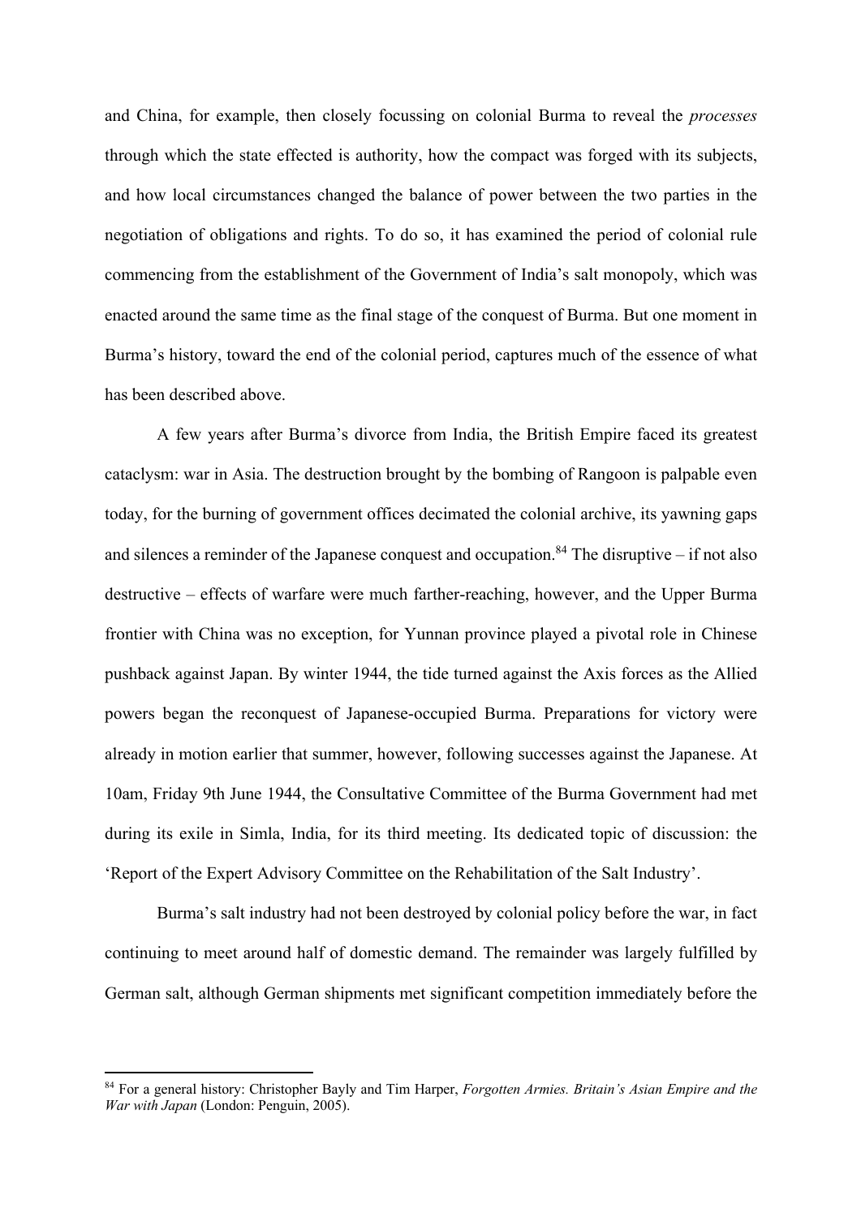and China, for example, then closely focussing on colonial Burma to reveal the *processes* through which the state effected is authority, how the compact was forged with its subjects, and how local circumstances changed the balance of power between the two parties in the negotiation of obligations and rights. To do so, it has examined the period of colonial rule commencing from the establishment of the Government of India's salt monopoly, which was enacted around the same time as the final stage of the conquest of Burma. But one moment in Burma's history, toward the end of the colonial period, captures much of the essence of what has been described above.

A few years after Burma's divorce from India, the British Empire faced its greatest cataclysm: war in Asia. The destruction brought by the bombing of Rangoon is palpable even today, for the burning of government offices decimated the colonial archive, its yawning gaps and silences a reminder of the Japanese conquest and occupation.[84] The disruptive – if not also destructive – effects of warfare were much farther-reaching, however, and the Upper Burma frontier with China was no exception, for Yunnan province played a pivotal role in Chinese pushback against Japan. By winter 1944, the tide turned against the Axis forces as the Allied powers began the reconquest of Japanese-occupied Burma. Preparations for victory were already in motion earlier that summer, however, following successes against the Japanese. At 10am, Friday 9th June 1944, the Consultative Committee of the Burma Government had met during its exile in Simla, India, for its third meeting. Its dedicated topic of discussion: the 'Report of the Expert Advisory Committee on the Rehabilitation of the Salt Industry'.

Burma's salt industry had not been destroyed by colonial policy before the war, in fact continuing to meet around half of domestic demand. The remainder was largely fulfilled by German salt, although German shipments met significant competition immediately before the

[84] For a general history: Christopher Bayly and Tim Harper, *Forgotten Armies. Britain's Asian Empire and the War with Japan* (London: Penguin, 2005).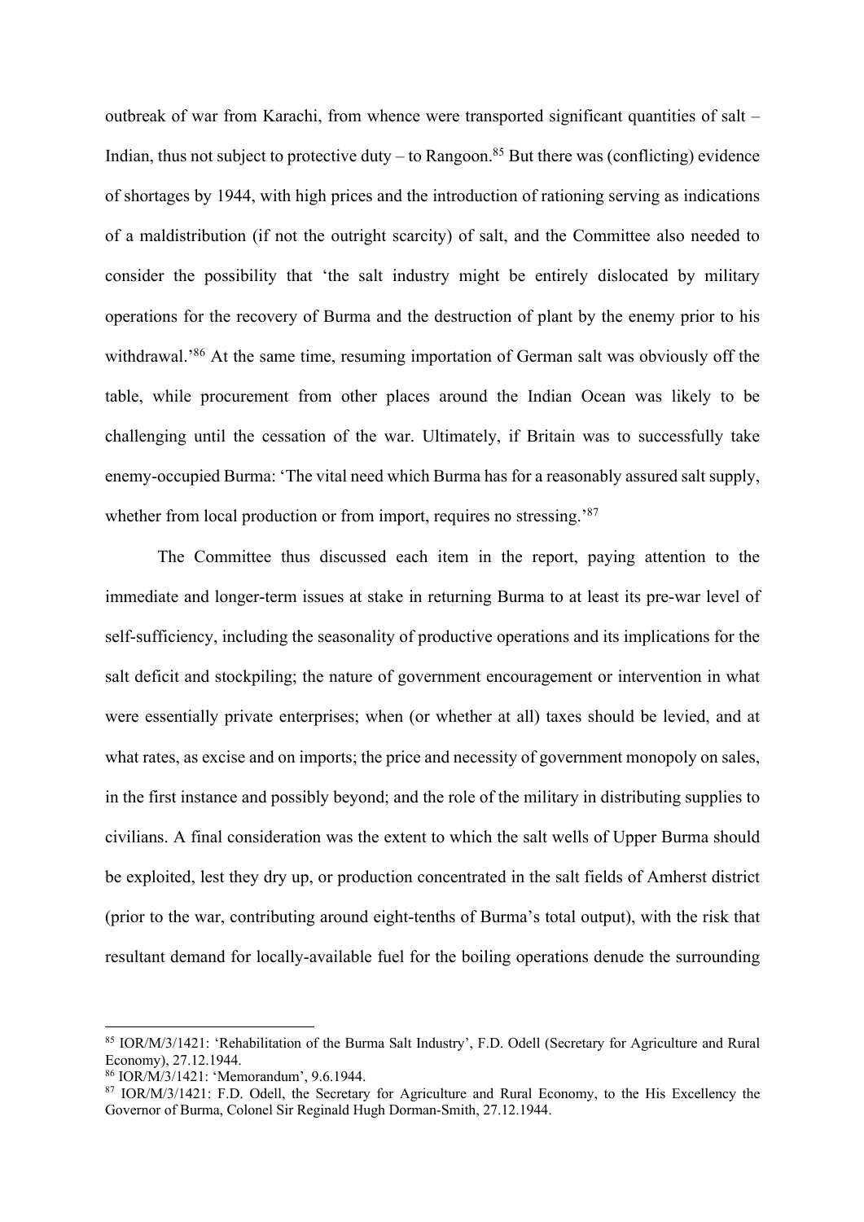outbreak of war from Karachi, from whence were transported significant quantities of salt – Indian, thus not subject to protective duty – to Rangoon.[85] But there was (conflicting) evidence of shortages by 1944, with high prices and the introduction of rationing serving as indications of a maldistribution (if not the outright scarcity) of salt, and the Committee also needed to consider the possibility that 'the salt industry might be entirely dislocated by military operations for the recovery of Burma and the destruction of plant by the enemy prior to his withdrawal.'[86] At the same time, resuming importation of German salt was obviously off the table, while procurement from other places around the Indian Ocean was likely to be challenging until the cessation of the war. Ultimately, if Britain was to successfully take enemy-occupied Burma: 'The vital need which Burma has for a reasonably assured salt supply, whether from local production or from import, requires no stressing.'[87]

The Committee thus discussed each item in the report, paying attention to the immediate and longer-term issues at stake in returning Burma to at least its pre-war level of self-sufficiency, including the seasonality of productive operations and its implications for the salt deficit and stockpiling; the nature of government encouragement or intervention in what were essentially private enterprises; when (or whether at all) taxes should be levied, and at what rates, as excise and on imports; the price and necessity of government monopoly on sales, in the first instance and possibly beyond; and the role of the military in distributing supplies to civilians. A final consideration was the extent to which the salt wells of Upper Burma should be exploited, lest they dry up, or production concentrated in the salt fields of Amherst district (prior to the war, contributing around eight-tenths of Burma's total output), with the risk that resultant demand for locally-available fuel for the boiling operations denude the surrounding

---

[85] IOR/M/3/1421: 'Rehabilitation of the Burma Salt Industry', F.D. Odell (Secretary for Agriculture and Rural Economy), 27.12.1944.

[86] IOR/M/3/1421: 'Memorandum', 9.6.1944.

[87] IOR/M/3/1421: F.D. Odell, the Secretary for Agriculture and Rural Economy, to the His Excellency the Governor of Burma, Colonel Sir Reginald Hugh Dorman-Smith, 27.12.1944.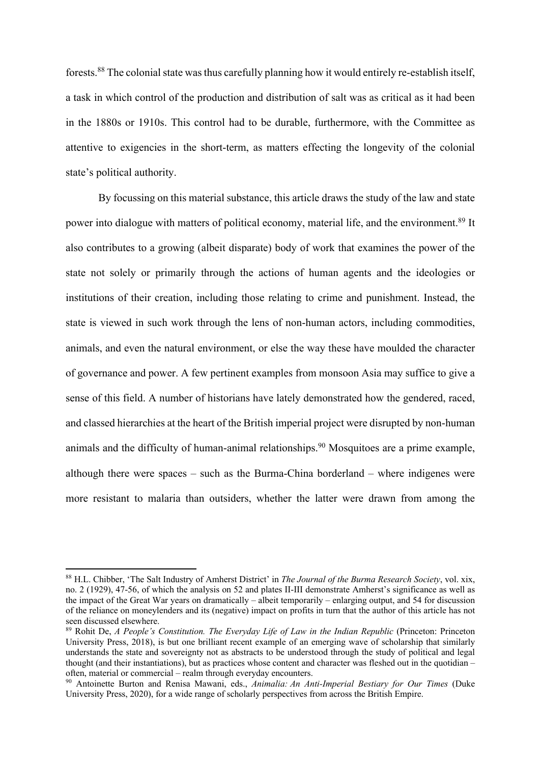forests.[88] The colonial state was thus carefully planning how it would entirely re-establish itself, a task in which control of the production and distribution of salt was as critical as it had been in the 1880s or 1910s. This control had to be durable, furthermore, with the Committee as attentive to exigencies in the short-term, as matters effecting the longevity of the colonial state's political authority.

By focussing on this material substance, this article draws the study of the law and state power into dialogue with matters of political economy, material life, and the environment.[89] It also contributes to a growing (albeit disparate) body of work that examines the power of the state not solely or primarily through the actions of human agents and the ideologies or institutions of their creation, including those relating to crime and punishment. Instead, the state is viewed in such work through the lens of non-human actors, including commodities, animals, and even the natural environment, or else the way these have moulded the character of governance and power. A few pertinent examples from monsoon Asia may suffice to give a sense of this field. A number of historians have lately demonstrated how the gendered, raced, and classed hierarchies at the heart of the British imperial project were disrupted by non-human animals and the difficulty of human-animal relationships.[90] Mosquitoes are a prime example, although there were spaces – such as the Burma-China borderland – where indigenes were more resistant to malaria than outsiders, whether the latter were drawn from among the

---

[88] H.L. Chibber, 'The Salt Industry of Amherst District' in *The Journal of the Burma Research Society*, vol. xix, no. 2 (1929), 47-56, of which the analysis on 52 and plates II-III demonstrate Amherst's significance as well as the impact of the Great War years on dramatically – albeit temporarily – enlarging output, and 54 for discussion of the reliance on moneylenders and its (negative) impact on profits in turn that the author of this article has not seen discussed elsewhere.

[89] Rohit De, *A People's Constitution. The Everyday Life of Law in the Indian Republic* (Princeton: Princeton University Press, 2018), is but one brilliant recent example of an emerging wave of scholarship that similarly understands the state and sovereignty not as abstracts to be understood through the study of political and legal thought (and their instantiations), but as practices whose content and character was fleshed out in the quotidian – often, material or commercial – realm through everyday encounters.

[90] Antoinette Burton and Renisa Mawani, eds., *Animalia: An Anti-Imperial Bestiary for Our Times* (Duke University Press, 2020), for a wide range of scholarly perspectives from across the British Empire.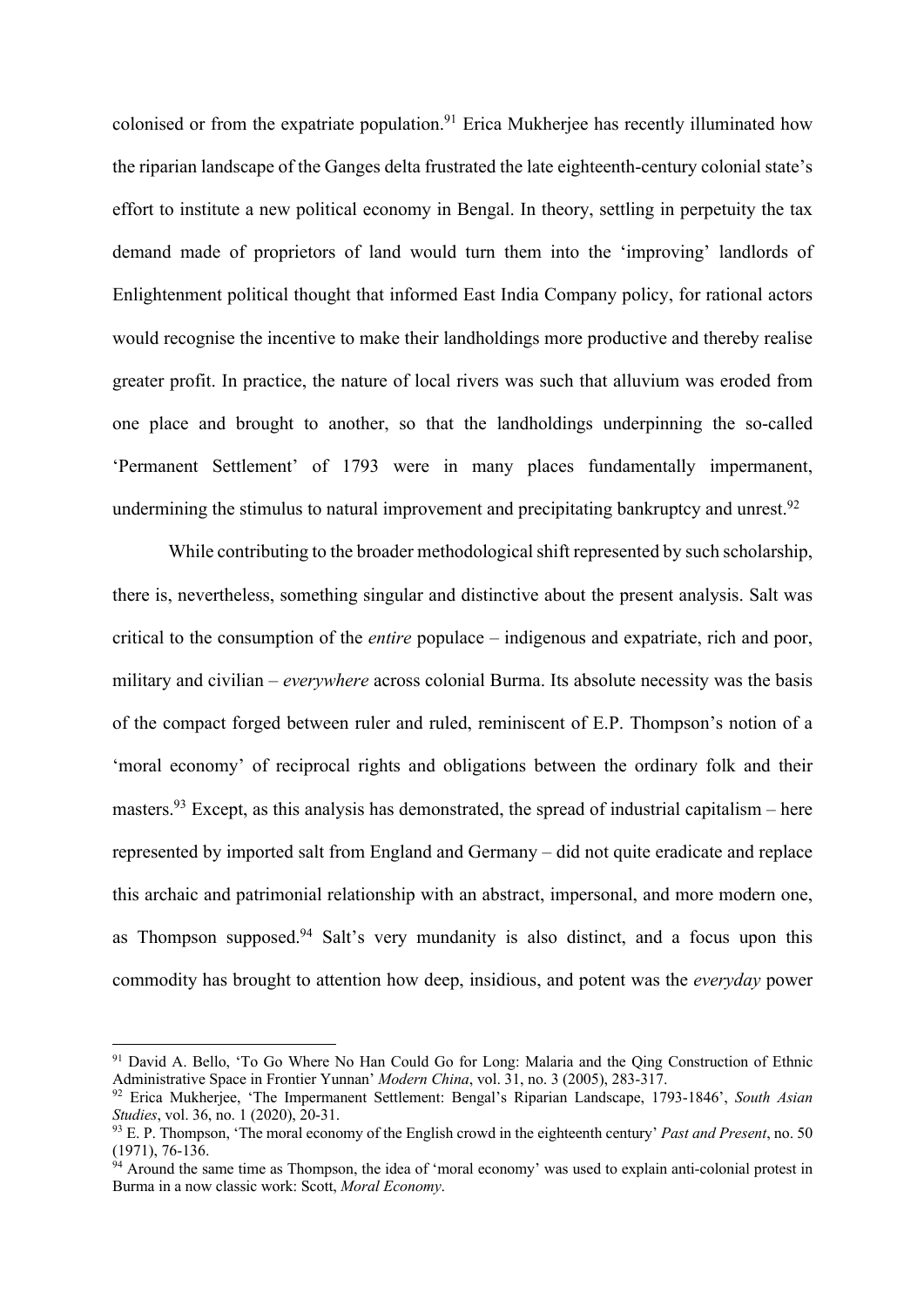colonised or from the expatriate population.[91] Erica Mukherjee has recently illuminated how the riparian landscape of the Ganges delta frustrated the late eighteenth-century colonial state's effort to institute a new political economy in Bengal. In theory, settling in perpetuity the tax demand made of proprietors of land would turn them into the 'improving' landlords of Enlightenment political thought that informed East India Company policy, for rational actors would recognise the incentive to make their landholdings more productive and thereby realise greater profit. In practice, the nature of local rivers was such that alluvium was eroded from one place and brought to another, so that the landholdings underpinning the so-called 'Permanent Settlement' of 1793 were in many places fundamentally impermanent, undermining the stimulus to natural improvement and precipitating bankruptcy and unrest.[92]

While contributing to the broader methodological shift represented by such scholarship, there is, nevertheless, something singular and distinctive about the present analysis. Salt was critical to the consumption of the *entire* populace – indigenous and expatriate, rich and poor, military and civilian – *everywhere* across colonial Burma. Its absolute necessity was the basis of the compact forged between ruler and ruled, reminiscent of E.P. Thompson's notion of a 'moral economy' of reciprocal rights and obligations between the ordinary folk and their masters.[93] Except, as this analysis has demonstrated, the spread of industrial capitalism – here represented by imported salt from England and Germany – did not quite eradicate and replace this archaic and patrimonial relationship with an abstract, impersonal, and more modern one, as Thompson supposed.[94] Salt's very mundanity is also distinct, and a focus upon this commodity has brought to attention how deep, insidious, and potent was the *everyday* power

---

[91] David A. Bello, 'To Go Where No Han Could Go for Long: Malaria and the Qing Construction of Ethnic Administrative Space in Frontier Yunnan' *Modern China*, vol. 31, no. 3 (2005), 283-317.

[92] Erica Mukherjee, 'The Impermanent Settlement: Bengal's Riparian Landscape, 1793-1846', *South Asian Studies*, vol. 36, no. 1 (2020), 20-31.

[93] E. P. Thompson, 'The moral economy of the English crowd in the eighteenth century' *Past and Present*, no. 50 (1971), 76-136.

[94] Around the same time as Thompson, the idea of 'moral economy' was used to explain anti-colonial protest in Burma in a now classic work: Scott, *Moral Economy*.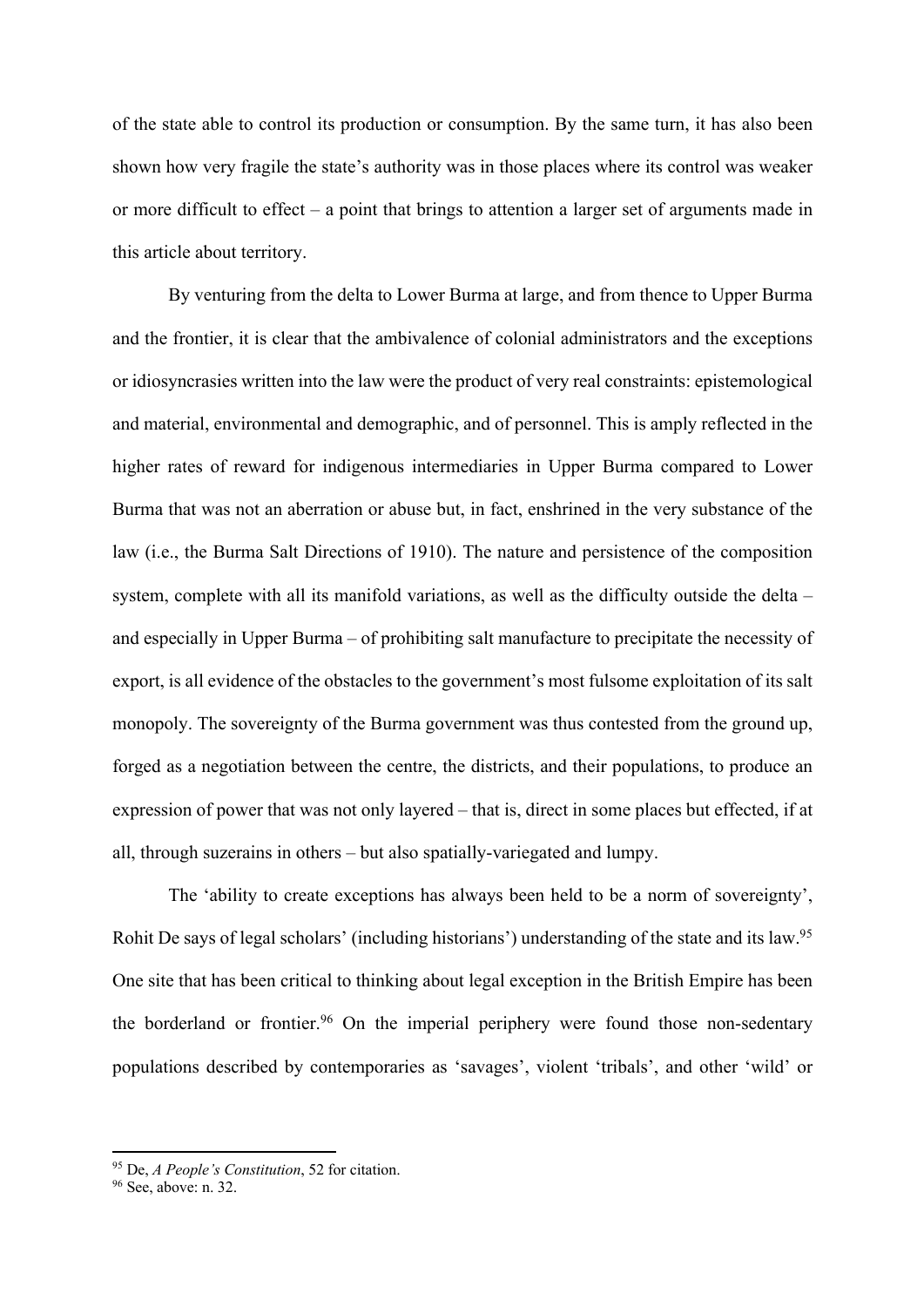of the state able to control its production or consumption. By the same turn, it has also been shown how very fragile the state's authority was in those places where its control was weaker or more difficult to effect – a point that brings to attention a larger set of arguments made in this article about territory.

By venturing from the delta to Lower Burma at large, and from thence to Upper Burma and the frontier, it is clear that the ambivalence of colonial administrators and the exceptions or idiosyncrasies written into the law were the product of very real constraints: epistemological and material, environmental and demographic, and of personnel. This is amply reflected in the higher rates of reward for indigenous intermediaries in Upper Burma compared to Lower Burma that was not an aberration or abuse but, in fact, enshrined in the very substance of the law (i.e., the Burma Salt Directions of 1910). The nature and persistence of the composition system, complete with all its manifold variations, as well as the difficulty outside the delta – and especially in Upper Burma – of prohibiting salt manufacture to precipitate the necessity of export, is all evidence of the obstacles to the government's most fulsome exploitation of its salt monopoly. The sovereignty of the Burma government was thus contested from the ground up, forged as a negotiation between the centre, the districts, and their populations, to produce an expression of power that was not only layered – that is, direct in some places but effected, if at all, through suzerains in others – but also spatially-variegated and lumpy.

The 'ability to create exceptions has always been held to be a norm of sovereignty', Rohit De says of legal scholars' (including historians') understanding of the state and its law.[95] One site that has been critical to thinking about legal exception in the British Empire has been the borderland or frontier.[96] On the imperial periphery were found those non-sedentary populations described by contemporaries as 'savages', violent 'tribals', and other 'wild' or

---

[95] De, *A People's Constitution*, 52 for citation.

[96] See, above: n. 32.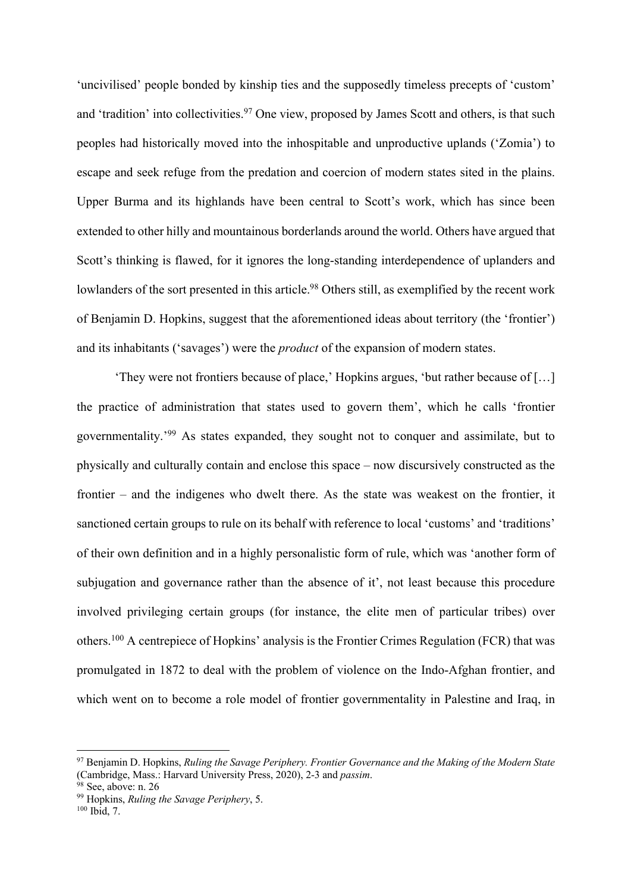'uncivilised' people bonded by kinship ties and the supposedly timeless precepts of 'custom' and 'tradition' into collectivities.[97] One view, proposed by James Scott and others, is that such peoples had historically moved into the inhospitable and unproductive uplands ('Zomia') to escape and seek refuge from the predation and coercion of modern states sited in the plains. Upper Burma and its highlands have been central to Scott's work, which has since been extended to other hilly and mountainous borderlands around the world. Others have argued that Scott's thinking is flawed, for it ignores the long-standing interdependence of uplanders and lowlanders of the sort presented in this article.[98] Others still, as exemplified by the recent work of Benjamin D. Hopkins, suggest that the aforementioned ideas about territory (the 'frontier') and its inhabitants ('savages') were the *product* of the expansion of modern states.

'They were not frontiers because of place,' Hopkins argues, 'but rather because of […] the practice of administration that states used to govern them', which he calls 'frontier governmentality.'[99] As states expanded, they sought not to conquer and assimilate, but to physically and culturally contain and enclose this space – now discursively constructed as the frontier – and the indigenes who dwelt there. As the state was weakest on the frontier, it sanctioned certain groups to rule on its behalf with reference to local 'customs' and 'traditions' of their own definition and in a highly personalistic form of rule, which was 'another form of subjugation and governance rather than the absence of it', not least because this procedure involved privileging certain groups (for instance, the elite men of particular tribes) over others.[100] A centrepiece of Hopkins' analysis is the Frontier Crimes Regulation (FCR) that was promulgated in 1872 to deal with the problem of violence on the Indo-Afghan frontier, and which went on to become a role model of frontier governmentality in Palestine and Iraq, in

---

[97] Benjamin D. Hopkins, *Ruling the Savage Periphery. Frontier Governance and the Making of the Modern State* (Cambridge, Mass.: Harvard University Press, 2020), 2-3 and *passim*.

[98] See, above: n. 26

[99] Hopkins, *Ruling the Savage Periphery*, 5.

[100] Ibid, 7.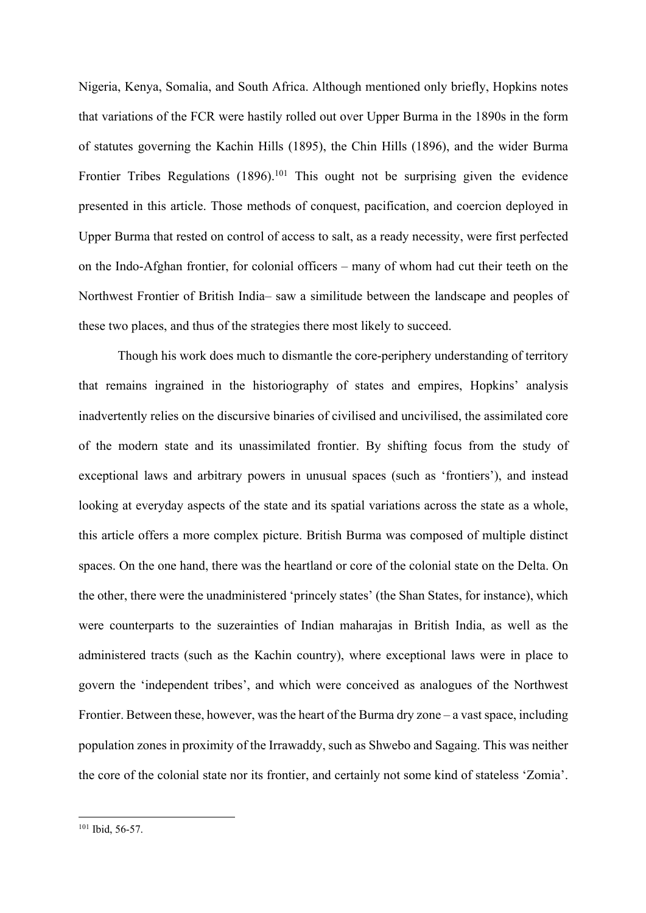Nigeria, Kenya, Somalia, and South Africa. Although mentioned only briefly, Hopkins notes that variations of the FCR were hastily rolled out over Upper Burma in the 1890s in the form of statutes governing the Kachin Hills (1895), the Chin Hills (1896), and the wider Burma Frontier Tribes Regulations (1896).[101] This ought not be surprising given the evidence presented in this article. Those methods of conquest, pacification, and coercion deployed in Upper Burma that rested on control of access to salt, as a ready necessity, were first perfected on the Indo-Afghan frontier, for colonial officers – many of whom had cut their teeth on the Northwest Frontier of British India– saw a similitude between the landscape and peoples of these two places, and thus of the strategies there most likely to succeed.

Though his work does much to dismantle the core-periphery understanding of territory that remains ingrained in the historiography of states and empires, Hopkins' analysis inadvertently relies on the discursive binaries of civilised and uncivilised, the assimilated core of the modern state and its unassimilated frontier. By shifting focus from the study of exceptional laws and arbitrary powers in unusual spaces (such as 'frontiers'), and instead looking at everyday aspects of the state and its spatial variations across the state as a whole, this article offers a more complex picture. British Burma was composed of multiple distinct spaces. On the one hand, there was the heartland or core of the colonial state on the Delta. On the other, there were the unadministered 'princely states' (the Shan States, for instance), which were counterparts to the suzerainties of Indian maharajas in British India, as well as the administered tracts (such as the Kachin country), where exceptional laws were in place to govern the 'independent tribes', and which were conceived as analogues of the Northwest Frontier. Between these, however, was the heart of the Burma dry zone – a vast space, including population zones in proximity of the Irrawaddy, such as Shwebo and Sagaing. This was neither the core of the colonial state nor its frontier, and certainly not some kind of stateless 'Zomia'.

---

[101] Ibid, 56-57.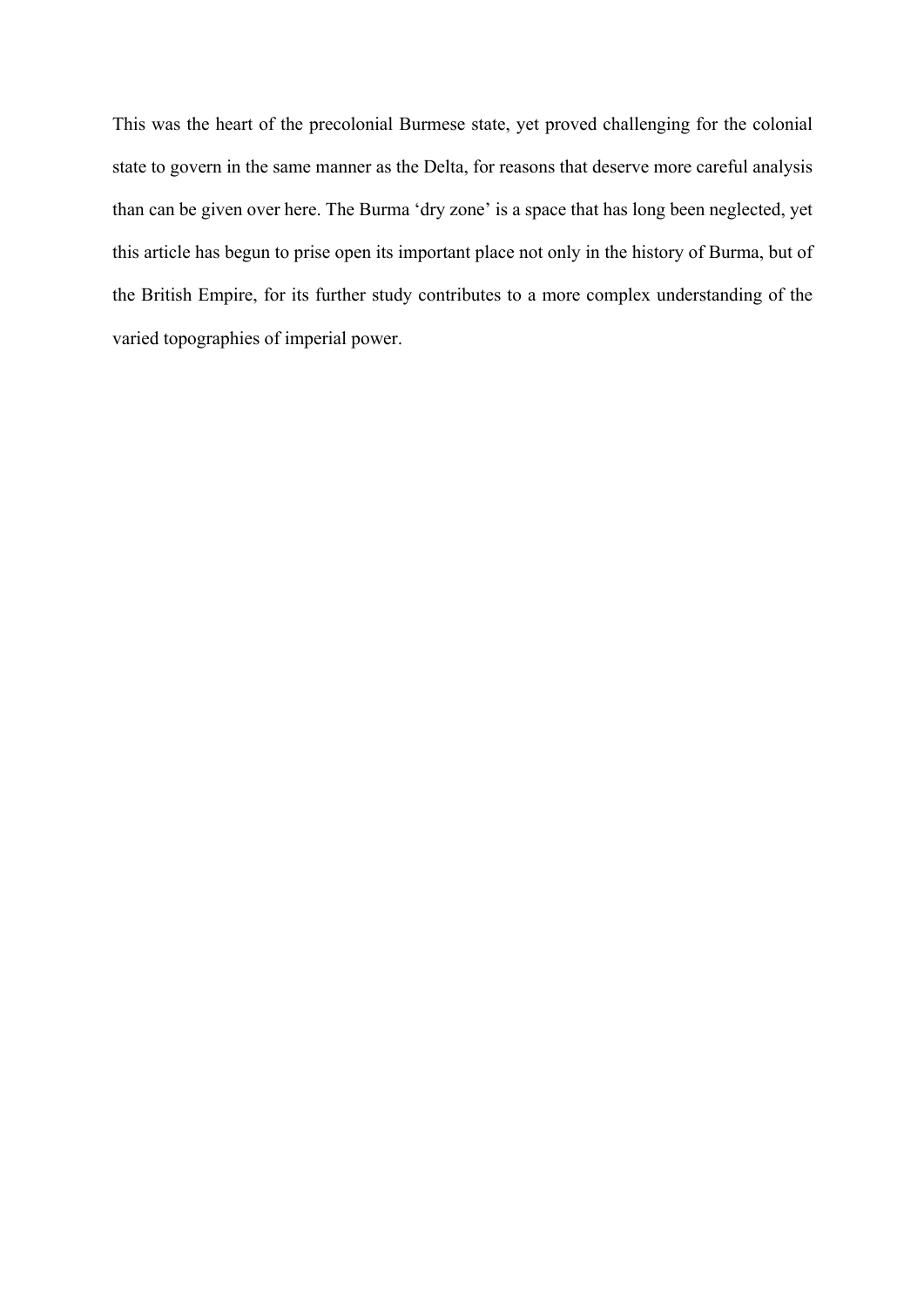This was the heart of the precolonial Burmese state, yet proved challenging for the colonial state to govern in the same manner as the Delta, for reasons that deserve more careful analysis than can be given over here. The Burma 'dry zone' is a space that has long been neglected, yet this article has begun to prise open its important place not only in the history of Burma, but of the British Empire, for its further study contributes to a more complex understanding of the varied topographies of imperial power.